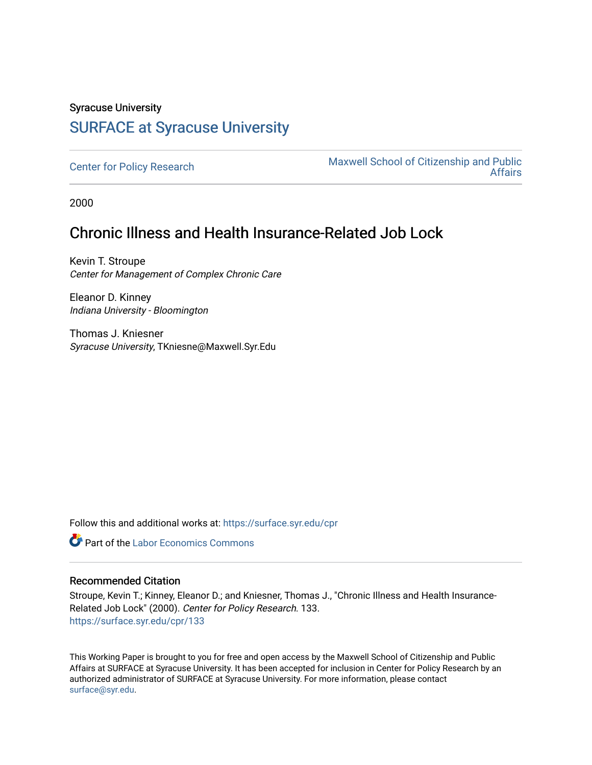Syracuse University

# SURFACE at Syracuse University

Center for Policy Research

Maxwell School of Citizenship and Public Affairs

2000

## Chronic Illness and Health Insurance-Related Job Lock

Kevin T. Stroupe
*Center for Management of Complex Chronic Care*

Eleanor D. Kinney
*Indiana University - Bloomington*

Thomas J. Kniesner
*Syracuse University*, TKniesne@Maxwell.Syr.Edu

Follow this and additional works at: https://surface.syr.edu/cpr

Part of the Labor Economics Commons

### Recommended Citation

Stroupe, Kevin T.; Kinney, Eleanor D.; and Kniesner, Thomas J., "Chronic Illness and Health Insurance-Related Job Lock" (2000). *Center for Policy Research*. 133.
https://surface.syr.edu/cpr/133

This Working Paper is brought to you for free and open access by the Maxwell School of Citizenship and Public Affairs at SURFACE at Syracuse University. It has been accepted for inclusion in Center for Policy Research by an authorized administrator of SURFACE at Syracuse University. For more information, please contact surface@syr.edu.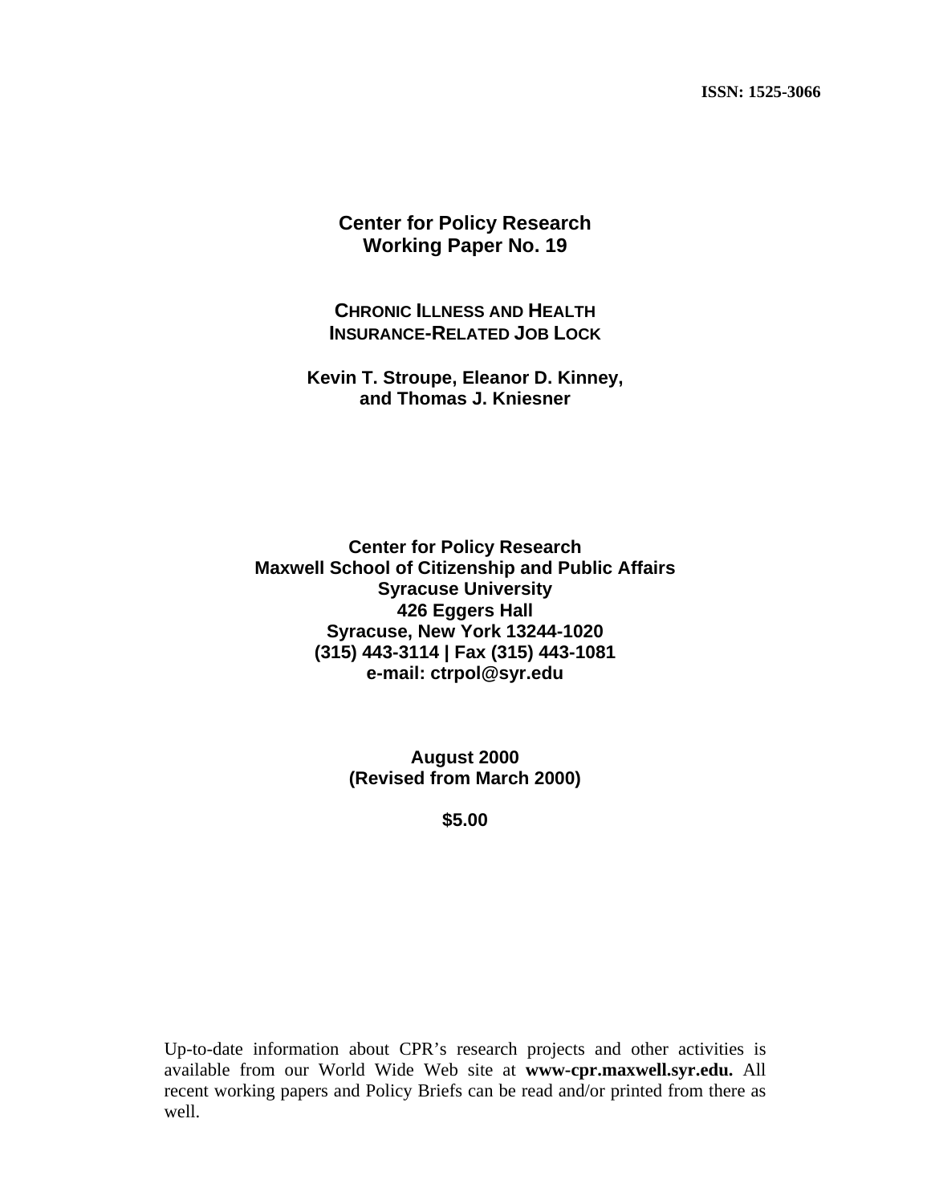**ISSN: 1525-3066**

**Center for Policy Research**
**Working Paper No. 19**

# CHRONIC ILLNESS AND HEALTH INSURANCE-RELATED JOB LOCK

**Kevin T. Stroupe, Eleanor D. Kinney, and Thomas J. Kniesner**

**Center for Policy Research**
**Maxwell School of Citizenship and Public Affairs**
**Syracuse University**
**426 Eggers Hall**
**Syracuse, New York 13244-1020**
**(315) 443-3114 | Fax (315) 443-1081**
**e-mail: ctrpol@syr.edu**

**August 2000**
**(Revised from March 2000)**

**$5.00**

Up-to-date information about CPR's research projects and other activities is available from our World Wide Web site at **www-cpr.maxwell.syr.edu.** All recent working papers and Policy Briefs can be read and/or printed from there as well.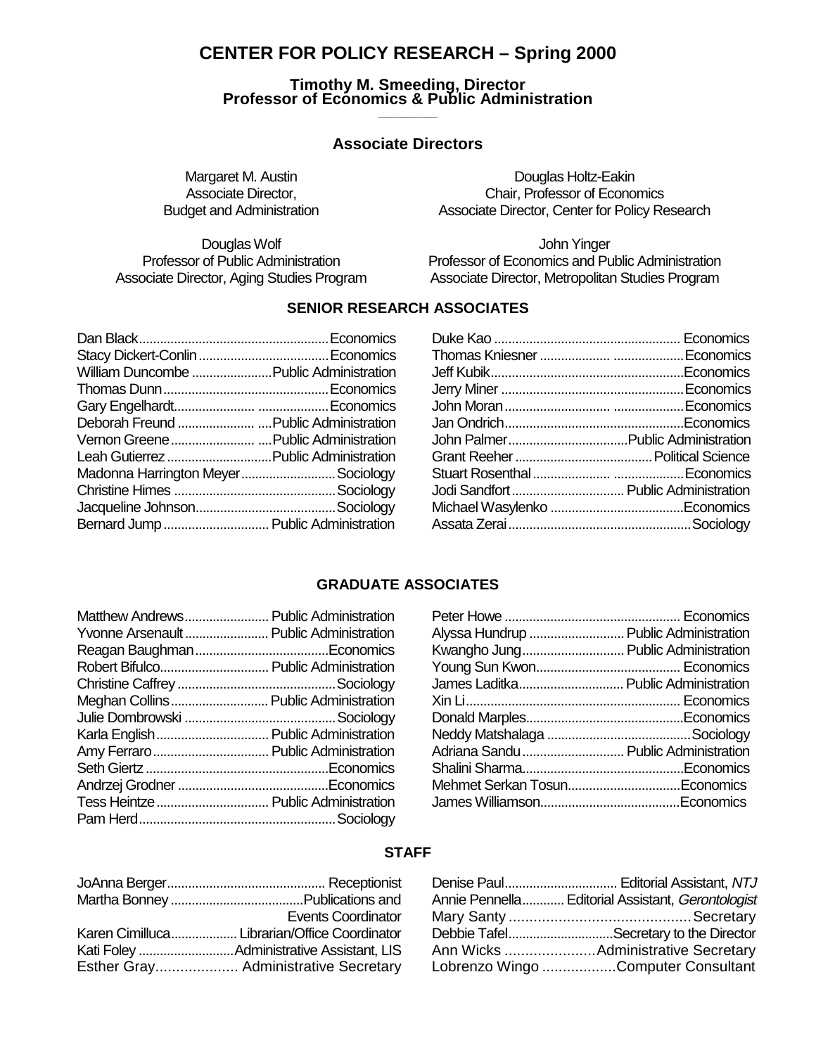# CENTER FOR POLICY RESEARCH – Spring 2000

**Timothy M. Smeeding, Director**
**Professor of Economics & Public Administration**

## Associate Directors

Margaret M. Austin
Associate Director,
Budget and Administration

Douglas Holtz-Eakin
Chair, Professor of Economics
Associate Director, Center for Policy Research

Douglas Wolf
Professor of Public Administration
Associate Director, Aging Studies Program

John Yinger
Professor of Economics and Public Administration
Associate Director, Metropolitan Studies Program

## SENIOR RESEARCH ASSOCIATES

Dan Black....................................................Economics
Stacy Dickert-Conlin....................................Economics
William Duncombe ......................Public Administration
Thomas Dunn..............................................Economics
Gary Engelhardt....................... ....................Economics
Deborah Freund ...................... ....Public Administration
Vernon Greene........................ ....Public Administration
Leah Gutierrez .............................Public Administration
Madonna Harrington Meyer..........................Sociology
Christine Himes .............................................Sociology
Jacqueline Johnson.......................................Sociology
Bernard Jump ............................. Public Administration
Duke Kao .................................................... Economics
Thomas Kniesner .................... ....................Economics
Jeff Kubik......................................................Economics
Jerry Miner ...................................................Economics
John Moran .............................. ....................Economics
Jan Ondrich..................................................Economics
John Palmer.................................Public Administration
Grant Reeher ......................................Political Science
Stuart Rosenthal ...................... ....................Economics
Jodi Sandfort ............................... Public Administration
Michael Wasylenko .....................................Economics
Assata Zerai ...................................................Sociology

## GRADUATE ASSOCIATES

Matthew Andrews........................ Public Administration
Yvonne Arsenault ........................ Public Administration
Reagan Baughman.....................................Economics
Robert Bifulco............................... Public Administration
Christine Caffrey ............................................Sociology
Meghan Collins........................... Public Administration
Julie Dombrowski ..........................................Sociology
Karla English................................ Public Administration
Amy Ferraro................................. Public Administration
Seth Giertz ...................................................Economics
Andrzej Grodner ..........................................Economics
Tess Heintze ................................ Public Administration
Pam Herd.......................................................Sociology
Peter Howe ................................................. Economics
Alyssa Hundrup ........................... Public Administration
Kwangho Jung............................ Public Administration
Young Sun Kwon......................................... Economics
James Laditka............................. Public Administration
Xin Li............................................................ Economics
Donald Marples............................................Economics
Neddy Matshalaga ........................................Sociology
Adriana Sandu ............................ Public Administration
Shalini Sharma.............................................Economics
Mehmet Serkan Tosun................................Economics
James Williamson.......................................Economics

## STAFF

JoAnna Berger............................................ Receptionist
Martha Bonney .....................................Publications and Events Coordinator
Karen Cimilluca.................. Librarian/Office Coordinator
Kati Foley ...........................Administrative Assistant, LIS
Esther Gray.................... Administrative Secretary
Denise Paul................................ Editorial Assistant, *NTJ*
Annie Pennella............ Editorial Assistant, *Gerontologist*
Mary Santy ..........................................Secretary
Debbie Tafel.............................Secretary to the Director
Ann Wicks ......................Administrative Secretary
Lobrenzo Wingo ..................Computer Consultant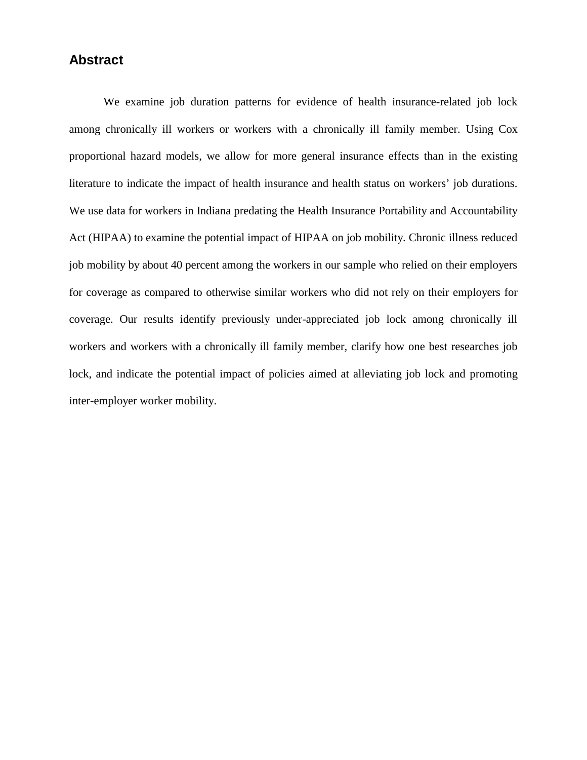## Abstract

We examine job duration patterns for evidence of health insurance-related job lock among chronically ill workers or workers with a chronically ill family member. Using Cox proportional hazard models, we allow for more general insurance effects than in the existing literature to indicate the impact of health insurance and health status on workers' job durations. We use data for workers in Indiana predating the Health Insurance Portability and Accountability Act (HIPAA) to examine the potential impact of HIPAA on job mobility. Chronic illness reduced job mobility by about 40 percent among the workers in our sample who relied on their employers for coverage as compared to otherwise similar workers who did not rely on their employers for coverage. Our results identify previously under-appreciated job lock among chronically ill workers and workers with a chronically ill family member, clarify how one best researches job lock, and indicate the potential impact of policies aimed at alleviating job lock and promoting inter-employer worker mobility.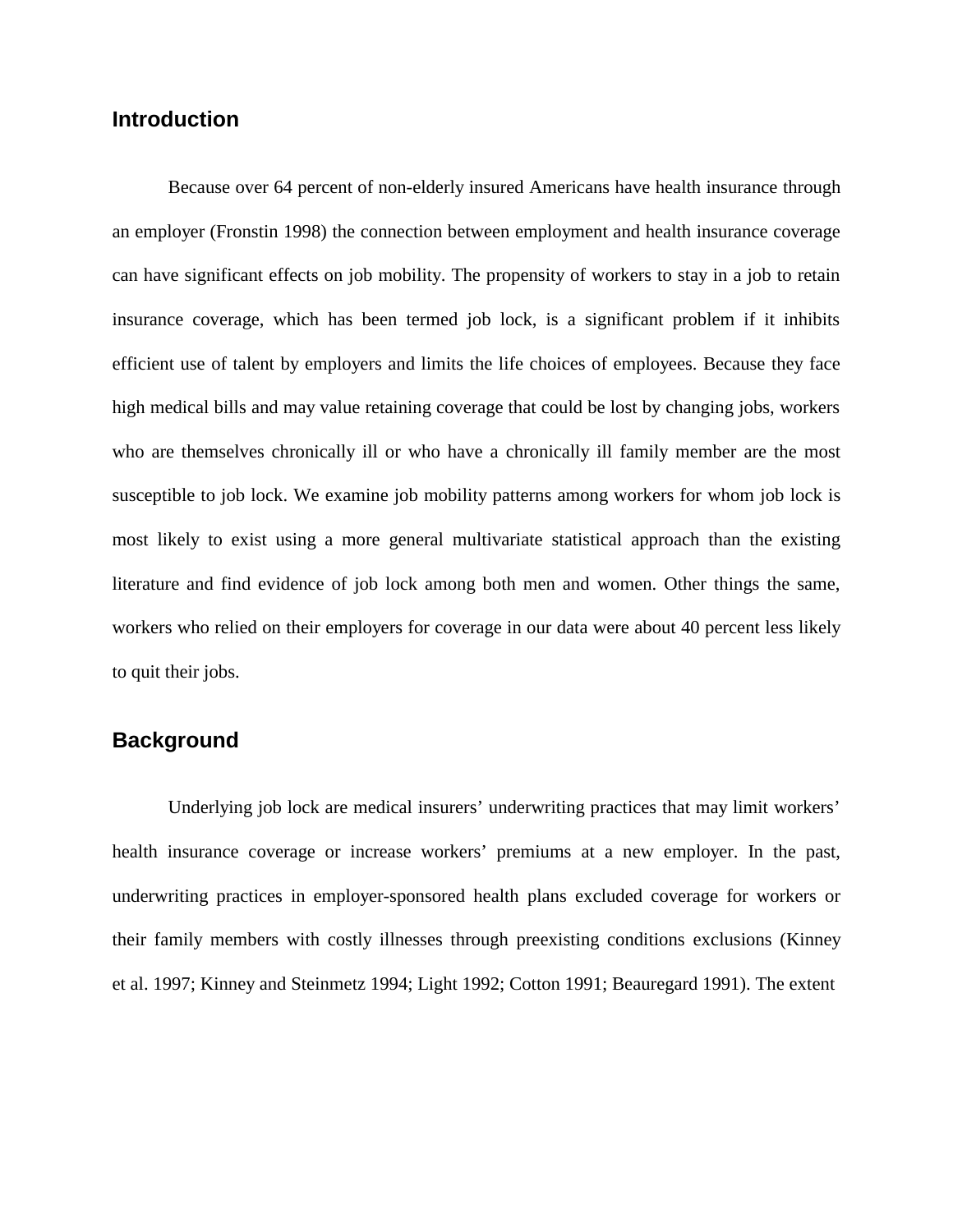## Introduction

Because over 64 percent of non-elderly insured Americans have health insurance through an employer (Fronstin 1998) the connection between employment and health insurance coverage can have significant effects on job mobility. The propensity of workers to stay in a job to retain insurance coverage, which has been termed job lock, is a significant problem if it inhibits efficient use of talent by employers and limits the life choices of employees. Because they face high medical bills and may value retaining coverage that could be lost by changing jobs, workers who are themselves chronically ill or who have a chronically ill family member are the most susceptible to job lock. We examine job mobility patterns among workers for whom job lock is most likely to exist using a more general multivariate statistical approach than the existing literature and find evidence of job lock among both men and women. Other things the same, workers who relied on their employers for coverage in our data were about 40 percent less likely to quit their jobs.

## Background

Underlying job lock are medical insurers' underwriting practices that may limit workers' health insurance coverage or increase workers' premiums at a new employer. In the past, underwriting practices in employer-sponsored health plans excluded coverage for workers or their family members with costly illnesses through preexisting conditions exclusions (Kinney et al. 1997; Kinney and Steinmetz 1994; Light 1992; Cotton 1991; Beauregard 1991). The extent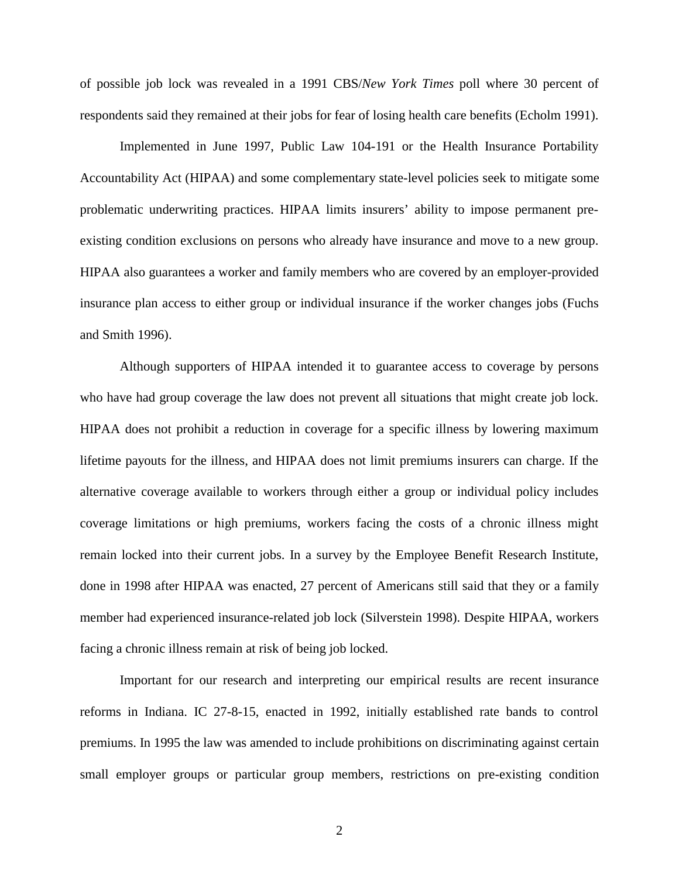of possible job lock was revealed in a 1991 CBS/*New York Times* poll where 30 percent of respondents said they remained at their jobs for fear of losing health care benefits (Echolm 1991).

Implemented in June 1997, Public Law 104-191 or the Health Insurance Portability Accountability Act (HIPAA) and some complementary state-level policies seek to mitigate some problematic underwriting practices. HIPAA limits insurers' ability to impose permanent pre-existing condition exclusions on persons who already have insurance and move to a new group. HIPAA also guarantees a worker and family members who are covered by an employer-provided insurance plan access to either group or individual insurance if the worker changes jobs (Fuchs and Smith 1996).

Although supporters of HIPAA intended it to guarantee access to coverage by persons who have had group coverage the law does not prevent all situations that might create job lock. HIPAA does not prohibit a reduction in coverage for a specific illness by lowering maximum lifetime payouts for the illness, and HIPAA does not limit premiums insurers can charge. If the alternative coverage available to workers through either a group or individual policy includes coverage limitations or high premiums, workers facing the costs of a chronic illness might remain locked into their current jobs. In a survey by the Employee Benefit Research Institute, done in 1998 after HIPAA was enacted, 27 percent of Americans still said that they or a family member had experienced insurance-related job lock (Silverstein 1998). Despite HIPAA, workers facing a chronic illness remain at risk of being job locked.

Important for our research and interpreting our empirical results are recent insurance reforms in Indiana. IC 27-8-15, enacted in 1992, initially established rate bands to control premiums. In 1995 the law was amended to include prohibitions on discriminating against certain small employer groups or particular group members, restrictions on pre-existing condition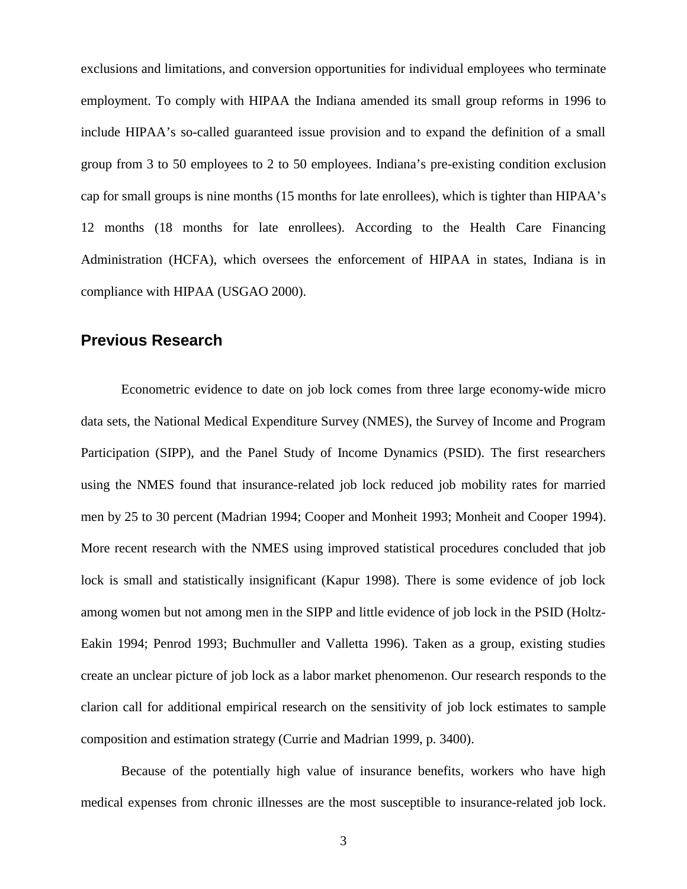exclusions and limitations, and conversion opportunities for individual employees who terminate employment. To comply with HIPAA the Indiana amended its small group reforms in 1996 to include HIPAA's so-called guaranteed issue provision and to expand the definition of a small group from 3 to 50 employees to 2 to 50 employees. Indiana's pre-existing condition exclusion cap for small groups is nine months (15 months for late enrollees), which is tighter than HIPAA's 12 months (18 months for late enrollees). According to the Health Care Financing Administration (HCFA), which oversees the enforcement of HIPAA in states, Indiana is in compliance with HIPAA (USGAO 2000).

## Previous Research

Econometric evidence to date on job lock comes from three large economy-wide micro data sets, the National Medical Expenditure Survey (NMES), the Survey of Income and Program Participation (SIPP), and the Panel Study of Income Dynamics (PSID). The first researchers using the NMES found that insurance-related job lock reduced job mobility rates for married men by 25 to 30 percent (Madrian 1994; Cooper and Monheit 1993; Monheit and Cooper 1994). More recent research with the NMES using improved statistical procedures concluded that job lock is small and statistically insignificant (Kapur 1998). There is some evidence of job lock among women but not among men in the SIPP and little evidence of job lock in the PSID (Holtz-Eakin 1994; Penrod 1993; Buchmuller and Valletta 1996). Taken as a group, existing studies create an unclear picture of job lock as a labor market phenomenon. Our research responds to the clarion call for additional empirical research on the sensitivity of job lock estimates to sample composition and estimation strategy (Currie and Madrian 1999, p. 3400).

Because of the potentially high value of insurance benefits, workers who have high medical expenses from chronic illnesses are the most susceptible to insurance-related job lock.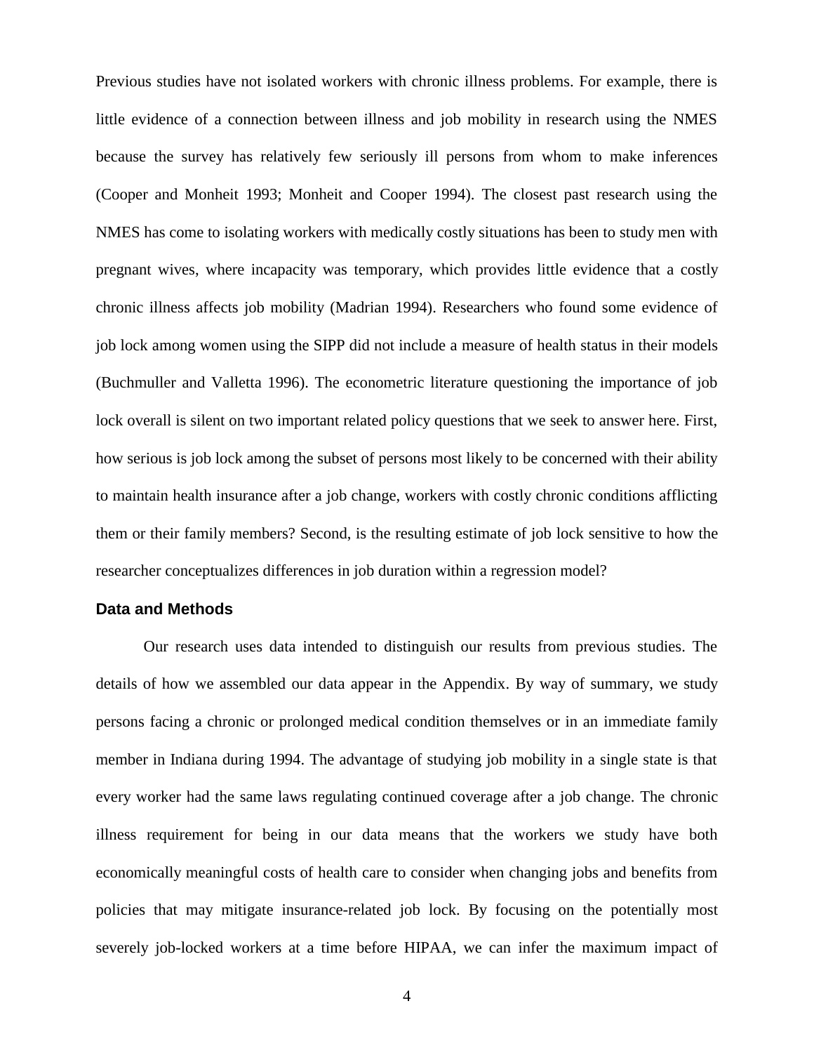Previous studies have not isolated workers with chronic illness problems. For example, there is little evidence of a connection between illness and job mobility in research using the NMES because the survey has relatively few seriously ill persons from whom to make inferences (Cooper and Monheit 1993; Monheit and Cooper 1994). The closest past research using the NMES has come to isolating workers with medically costly situations has been to study men with pregnant wives, where incapacity was temporary, which provides little evidence that a costly chronic illness affects job mobility (Madrian 1994). Researchers who found some evidence of job lock among women using the SIPP did not include a measure of health status in their models (Buchmuller and Valletta 1996). The econometric literature questioning the importance of job lock overall is silent on two important related policy questions that we seek to answer here. First, how serious is job lock among the subset of persons most likely to be concerned with their ability to maintain health insurance after a job change, workers with costly chronic conditions afflicting them or their family members? Second, is the resulting estimate of job lock sensitive to how the researcher conceptualizes differences in job duration within a regression model?

## Data and Methods

Our research uses data intended to distinguish our results from previous studies. The details of how we assembled our data appear in the Appendix. By way of summary, we study persons facing a chronic or prolonged medical condition themselves or in an immediate family member in Indiana during 1994. The advantage of studying job mobility in a single state is that every worker had the same laws regulating continued coverage after a job change. The chronic illness requirement for being in our data means that the workers we study have both economically meaningful costs of health care to consider when changing jobs and benefits from policies that may mitigate insurance-related job lock. By focusing on the potentially most severely job-locked workers at a time before HIPAA, we can infer the maximum impact of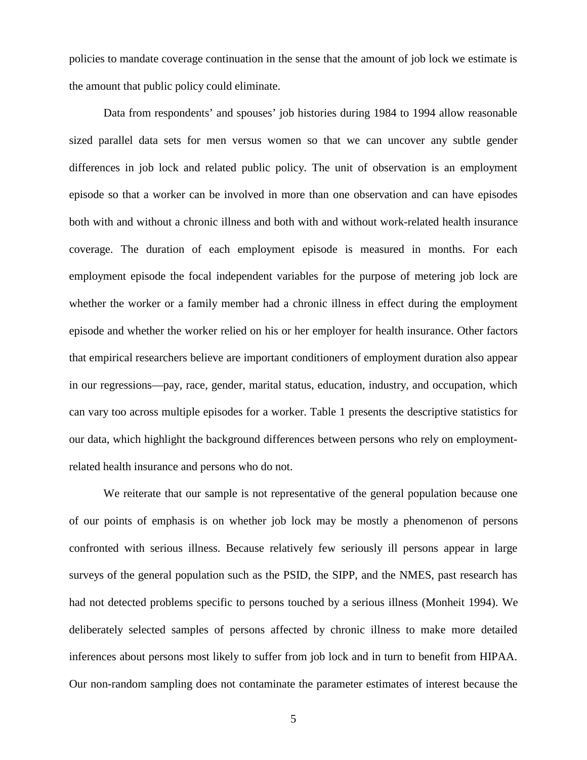policies to mandate coverage continuation in the sense that the amount of job lock we estimate is the amount that public policy could eliminate.

Data from respondents' and spouses' job histories during 1984 to 1994 allow reasonable sized parallel data sets for men versus women so that we can uncover any subtle gender differences in job lock and related public policy. The unit of observation is an employment episode so that a worker can be involved in more than one observation and can have episodes both with and without a chronic illness and both with and without work-related health insurance coverage. The duration of each employment episode is measured in months. For each employment episode the focal independent variables for the purpose of metering job lock are whether the worker or a family member had a chronic illness in effect during the employment episode and whether the worker relied on his or her employer for health insurance. Other factors that empirical researchers believe are important conditioners of employment duration also appear in our regressions—pay, race, gender, marital status, education, industry, and occupation, which can vary too across multiple episodes for a worker. Table 1 presents the descriptive statistics for our data, which highlight the background differences between persons who rely on employment-related health insurance and persons who do not.

We reiterate that our sample is not representative of the general population because one of our points of emphasis is on whether job lock may be mostly a phenomenon of persons confronted with serious illness. Because relatively few seriously ill persons appear in large surveys of the general population such as the PSID, the SIPP, and the NMES, past research has had not detected problems specific to persons touched by a serious illness (Monheit 1994). We deliberately selected samples of persons affected by chronic illness to make more detailed inferences about persons most likely to suffer from job lock and in turn to benefit from HIPAA. Our non-random sampling does not contaminate the parameter estimates of interest because the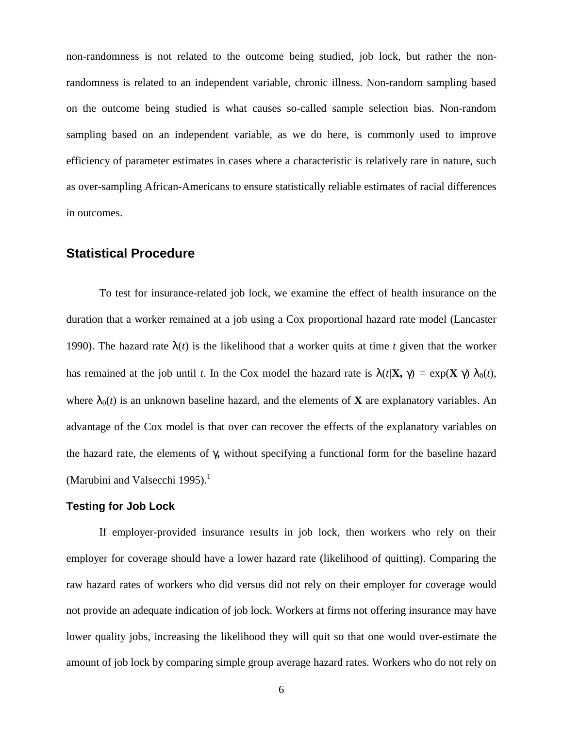non-randomness is not related to the outcome being studied, job lock, but rather the non-randomness is related to an independent variable, chronic illness. Non-random sampling based on the outcome being studied is what causes so-called sample selection bias. Non-random sampling based on an independent variable, as we do here, is commonly used to improve efficiency of parameter estimates in cases where a characteristic is relatively rare in nature, such as over-sampling African-Americans to ensure statistically reliable estimates of racial differences in outcomes.

## Statistical Procedure

To test for insurance-related job lock, we examine the effect of health insurance on the duration that a worker remained at a job using a Cox proportional hazard rate model (Lancaster 1990). The hazard rate $\lambda(t)$ is the likelihood that a worker quits at time $t$ given that the worker has remained at the job until $t$. In the Cox model the hazard rate is $\lambda(t|\mathbf{X}, \gamma) = \exp(\mathbf{X}\,\gamma)\,\lambda_0(t)$, where $\lambda_0(t)$ is an unknown baseline hazard, and the elements of $\mathbf{X}$ are explanatory variables. An advantage of the Cox model is that over can recover the effects of the explanatory variables on the hazard rate, the elements of $\gamma$, without specifying a functional form for the baseline hazard (Marubini and Valsecchi 1995).[1]

### Testing for Job Lock

If employer-provided insurance results in job lock, then workers who rely on their employer for coverage should have a lower hazard rate (likelihood of quitting). Comparing the raw hazard rates of workers who did versus did not rely on their employer for coverage would not provide an adequate indication of job lock. Workers at firms not offering insurance may have lower quality jobs, increasing the likelihood they will quit so that one would over-estimate the amount of job lock by comparing simple group average hazard rates. Workers who do not rely on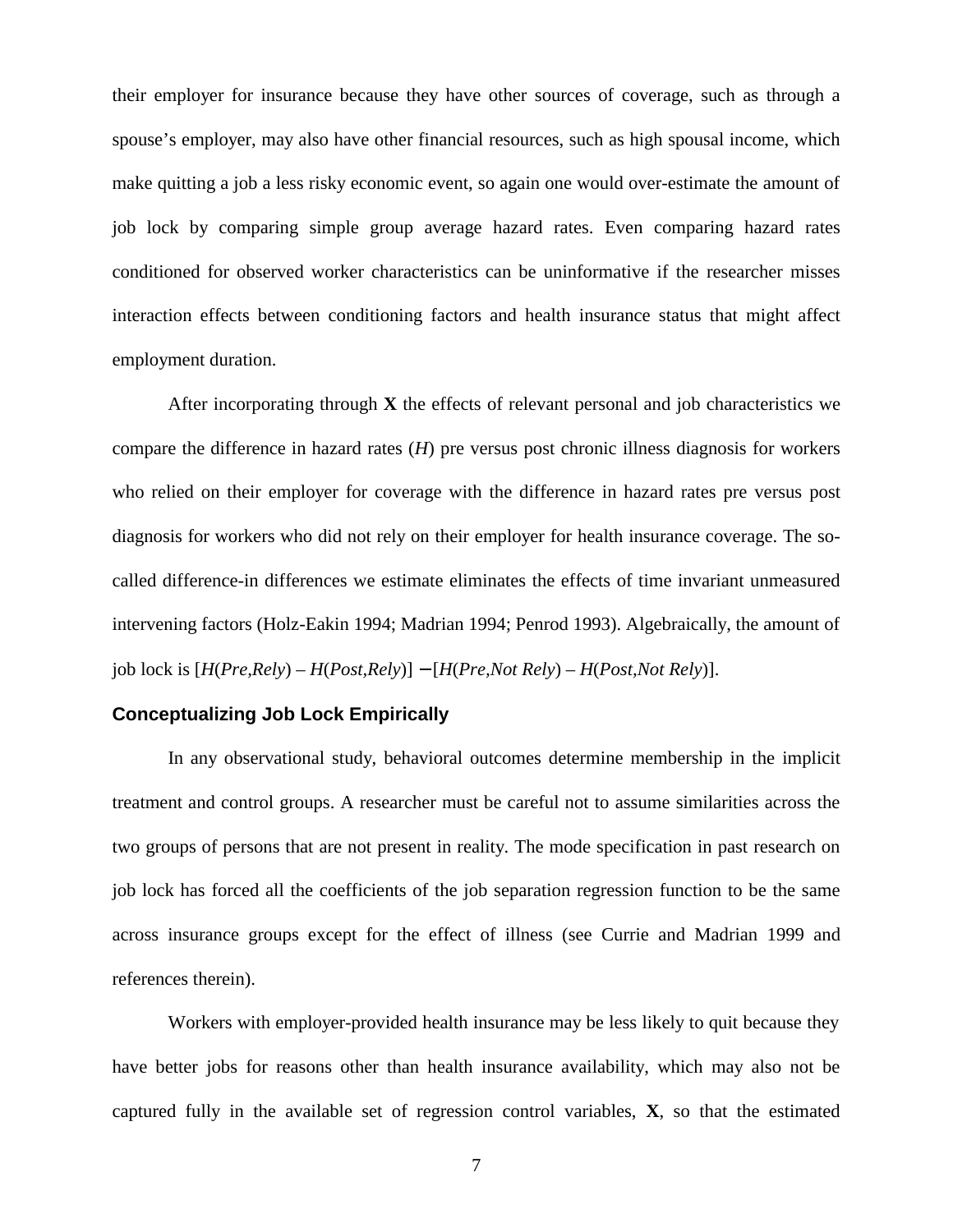their employer for insurance because they have other sources of coverage, such as through a spouse's employer, may also have other financial resources, such as high spousal income, which make quitting a job a less risky economic event, so again one would over-estimate the amount of job lock by comparing simple group average hazard rates. Even comparing hazard rates conditioned for observed worker characteristics can be uninformative if the researcher misses interaction effects between conditioning factors and health insurance status that might affect employment duration.

After incorporating through **X** the effects of relevant personal and job characteristics we compare the difference in hazard rates (*H*) pre versus post chronic illness diagnosis for workers who relied on their employer for coverage with the difference in hazard rates pre versus post diagnosis for workers who did not rely on their employer for health insurance coverage. The so-called difference-in differences we estimate eliminates the effects of time invariant unmeasured intervening factors (Holz-Eakin 1994; Madrian 1994; Penrod 1993). Algebraically, the amount of job lock is $[H(Pre,Rely) - H(Post,Rely)] - [H(Pre,Not\ Rely) - H(Post,Not\ Rely)]$.

## Conceptualizing Job Lock Empirically

In any observational study, behavioral outcomes determine membership in the implicit treatment and control groups. A researcher must be careful not to assume similarities across the two groups of persons that are not present in reality. The mode specification in past research on job lock has forced all the coefficients of the job separation regression function to be the same across insurance groups except for the effect of illness (see Currie and Madrian 1999 and references therein).

Workers with employer-provided health insurance may be less likely to quit because they have better jobs for reasons other than health insurance availability, which may also not be captured fully in the available set of regression control variables, **X**, so that the estimated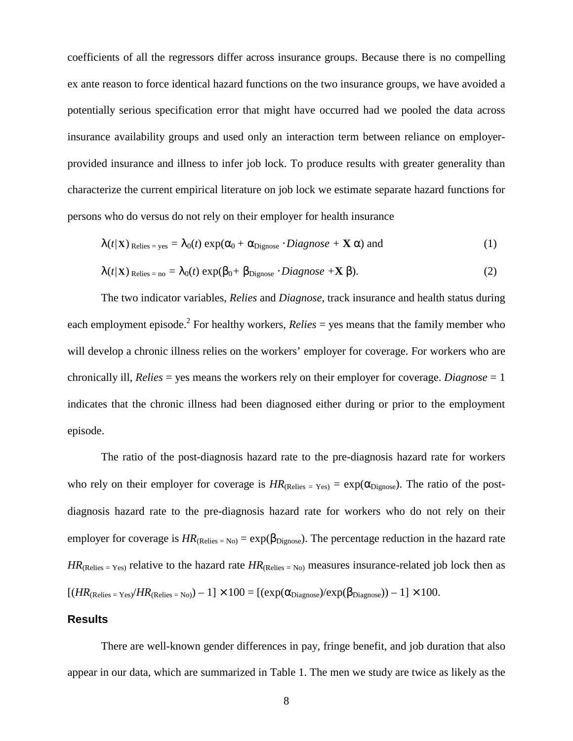coefficients of all the regressors differ across insurance groups. Because there is no compelling ex ante reason to force identical hazard functions on the two insurance groups, we have avoided a potentially serious specification error that might have occurred had we pooled the data across insurance availability groups and used only an interaction term between reliance on employer-provided insurance and illness to infer job lock. To produce results with greater generality than characterize the current empirical literature on job lock we estimate separate hazard functions for persons who do versus do not rely on their employer for health insurance

$$\lambda(t|\mathbf{X})_{\text{Relies = yes}} = \lambda_0(t)\exp(\alpha_0 + \alpha_{\text{Dignose}} \cdot Diagnose + \mathbf{X}\,\alpha) \text{ and} \tag{1}$$

$$\lambda(t|\mathbf{X})_{\text{Relies = no}} = \lambda_0(t)\exp(\beta_0 + \beta_{\text{Dignose}} \cdot Diagnose + \mathbf{X}\,\beta). \tag{2}$$

The two indicator variables, *Relies* and *Diagnose*, track insurance and health status during each employment episode.[2] For healthy workers, *Relies* = yes means that the family member who will develop a chronic illness relies on the workers' employer for coverage. For workers who are chronically ill, *Relies* = yes means the workers rely on their employer for coverage. *Diagnose* = 1 indicates that the chronic illness had been diagnosed either during or prior to the employment episode.

The ratio of the post-diagnosis hazard rate to the pre-diagnosis hazard rate for workers who rely on their employer for coverage is $HR_{(\text{Relies = Yes})} = \exp(\alpha_{\text{Dignose}})$. The ratio of the post-diagnosis hazard rate to the pre-diagnosis hazard rate for workers who do not rely on their employer for coverage is $HR_{(\text{Relies = No})} = \exp(\beta_{\text{Dignose}})$. The percentage reduction in the hazard rate $HR_{(\text{Relies = Yes})}$ relative to the hazard rate $HR_{(\text{Relies = No})}$ measures insurance-related job lock then as $[(HR_{(\text{Relies = Yes})}/HR_{(\text{Relies = No})}) - 1] \times 100 = [(\exp(\alpha_{\text{Diagnose}})/\exp(\beta_{\text{Diagnose}})) - 1] \times 100$.

## Results

There are well-known gender differences in pay, fringe benefit, and job duration that also appear in our data, which are summarized in Table 1. The men we study are twice as likely as the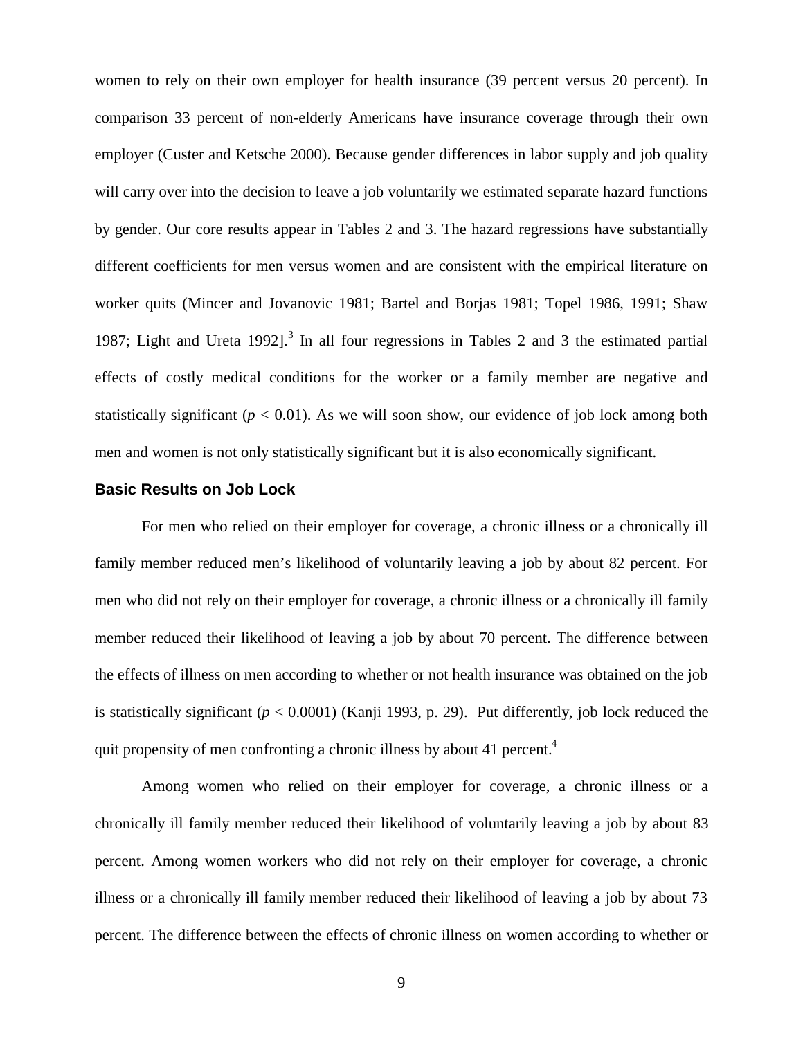women to rely on their own employer for health insurance (39 percent versus 20 percent). In comparison 33 percent of non-elderly Americans have insurance coverage through their own employer (Custer and Ketsche 2000). Because gender differences in labor supply and job quality will carry over into the decision to leave a job voluntarily we estimated separate hazard functions by gender. Our core results appear in Tables 2 and 3. The hazard regressions have substantially different coefficients for men versus women and are consistent with the empirical literature on worker quits (Mincer and Jovanovic 1981; Bartel and Borjas 1981; Topel 1986, 1991; Shaw 1987; Light and Ureta 1992].[3] In all four regressions in Tables 2 and 3 the estimated partial effects of costly medical conditions for the worker or a family member are negative and statistically significant ($p < 0.01$). As we will soon show, our evidence of job lock among both men and women is not only statistically significant but it is also economically significant.

### Basic Results on Job Lock

For men who relied on their employer for coverage, a chronic illness or a chronically ill family member reduced men's likelihood of voluntarily leaving a job by about 82 percent. For men who did not rely on their employer for coverage, a chronic illness or a chronically ill family member reduced their likelihood of leaving a job by about 70 percent. The difference between the effects of illness on men according to whether or not health insurance was obtained on the job is statistically significant ($p < 0.0001$) (Kanji 1993, p. 29). Put differently, job lock reduced the quit propensity of men confronting a chronic illness by about 41 percent.[4]

Among women who relied on their employer for coverage, a chronic illness or a chronically ill family member reduced their likelihood of voluntarily leaving a job by about 83 percent. Among women workers who did not rely on their employer for coverage, a chronic illness or a chronically ill family member reduced their likelihood of leaving a job by about 73 percent. The difference between the effects of chronic illness on women according to whether or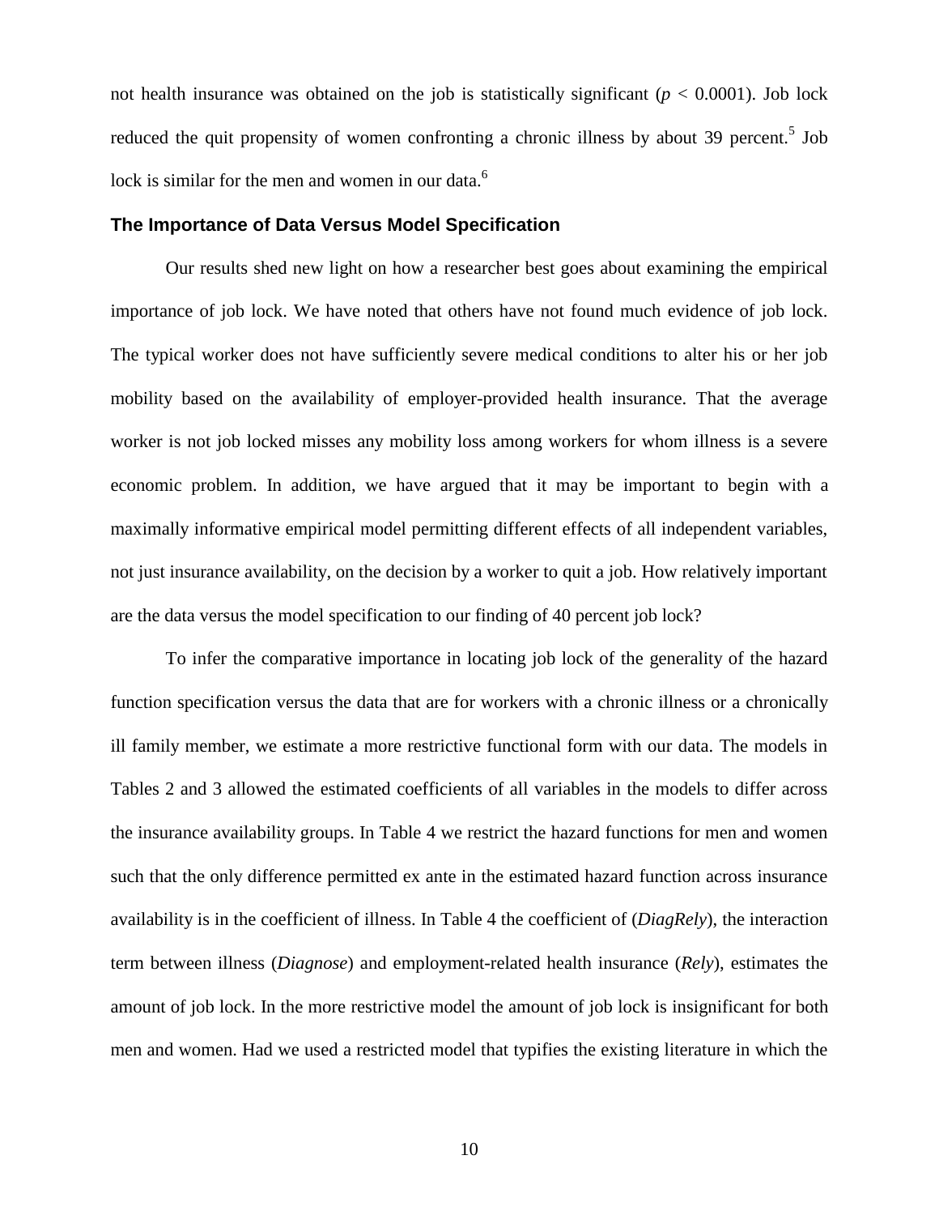not health insurance was obtained on the job is statistically significant ($p < 0.0001$). Job lock reduced the quit propensity of women confronting a chronic illness by about 39 percent.[5] Job lock is similar for the men and women in our data.[6]

### The Importance of Data Versus Model Specification

Our results shed new light on how a researcher best goes about examining the empirical importance of job lock. We have noted that others have not found much evidence of job lock. The typical worker does not have sufficiently severe medical conditions to alter his or her job mobility based on the availability of employer-provided health insurance. That the average worker is not job locked misses any mobility loss among workers for whom illness is a severe economic problem. In addition, we have argued that it may be important to begin with a maximally informative empirical model permitting different effects of all independent variables, not just insurance availability, on the decision by a worker to quit a job. How relatively important are the data versus the model specification to our finding of 40 percent job lock?

To infer the comparative importance in locating job lock of the generality of the hazard function specification versus the data that are for workers with a chronic illness or a chronically ill family member, we estimate a more restrictive functional form with our data. The models in Tables 2 and 3 allowed the estimated coefficients of all variables in the models to differ across the insurance availability groups. In Table 4 we restrict the hazard functions for men and women such that the only difference permitted ex ante in the estimated hazard function across insurance availability is in the coefficient of illness. In Table 4 the coefficient of (*DiagRely*), the interaction term between illness (*Diagnose*) and employment-related health insurance (*Rely*), estimates the amount of job lock. In the more restrictive model the amount of job lock is insignificant for both men and women. Had we used a restricted model that typifies the existing literature in which the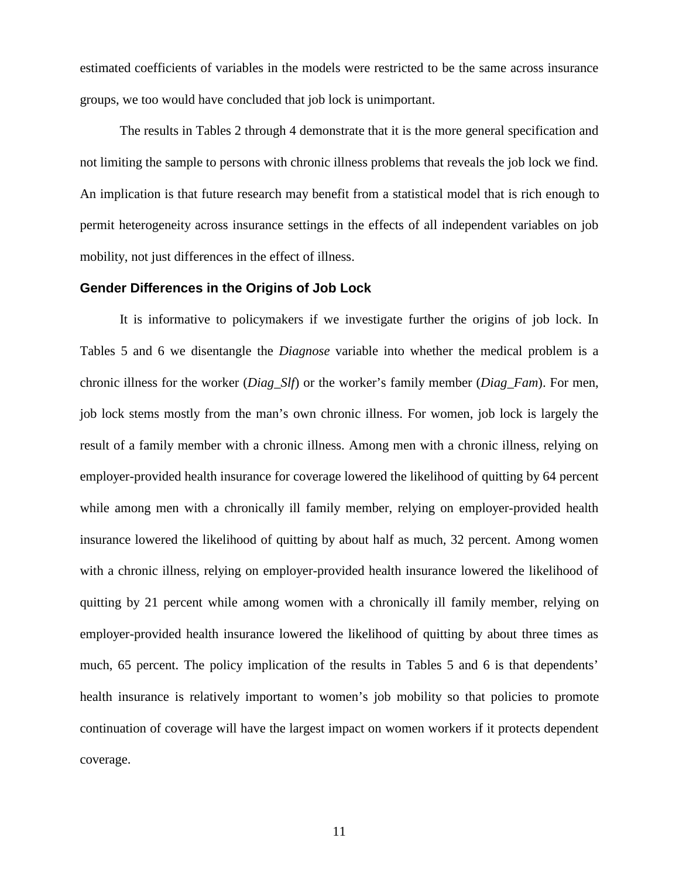estimated coefficients of variables in the models were restricted to be the same across insurance groups, we too would have concluded that job lock is unimportant.

The results in Tables 2 through 4 demonstrate that it is the more general specification and not limiting the sample to persons with chronic illness problems that reveals the job lock we find. An implication is that future research may benefit from a statistical model that is rich enough to permit heterogeneity across insurance settings in the effects of all independent variables on job mobility, not just differences in the effect of illness.

### Gender Differences in the Origins of Job Lock

It is informative to policymakers if we investigate further the origins of job lock. In Tables 5 and 6 we disentangle the *Diagnose* variable into whether the medical problem is a chronic illness for the worker (*Diag_Slf*) or the worker's family member (*Diag_Fam*). For men, job lock stems mostly from the man's own chronic illness. For women, job lock is largely the result of a family member with a chronic illness. Among men with a chronic illness, relying on employer-provided health insurance for coverage lowered the likelihood of quitting by 64 percent while among men with a chronically ill family member, relying on employer-provided health insurance lowered the likelihood of quitting by about half as much, 32 percent. Among women with a chronic illness, relying on employer-provided health insurance lowered the likelihood of quitting by 21 percent while among women with a chronically ill family member, relying on employer-provided health insurance lowered the likelihood of quitting by about three times as much, 65 percent. The policy implication of the results in Tables 5 and 6 is that dependents' health insurance is relatively important to women's job mobility so that policies to promote continuation of coverage will have the largest impact on women workers if it protects dependent coverage.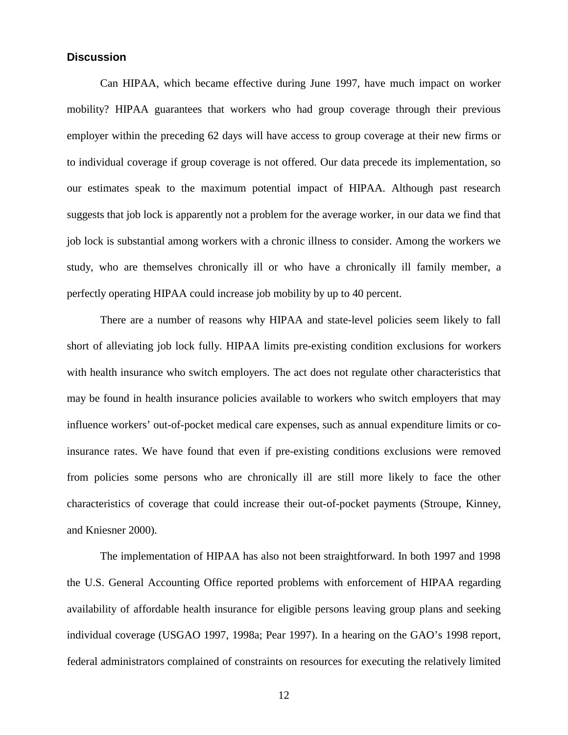## Discussion

Can HIPAA, which became effective during June 1997, have much impact on worker mobility? HIPAA guarantees that workers who had group coverage through their previous employer within the preceding 62 days will have access to group coverage at their new firms or to individual coverage if group coverage is not offered. Our data precede its implementation, so our estimates speak to the maximum potential impact of HIPAA. Although past research suggests that job lock is apparently not a problem for the average worker, in our data we find that job lock is substantial among workers with a chronic illness to consider. Among the workers we study, who are themselves chronically ill or who have a chronically ill family member, a perfectly operating HIPAA could increase job mobility by up to 40 percent.

There are a number of reasons why HIPAA and state-level policies seem likely to fall short of alleviating job lock fully. HIPAA limits pre-existing condition exclusions for workers with health insurance who switch employers. The act does not regulate other characteristics that may be found in health insurance policies available to workers who switch employers that may influence workers' out-of-pocket medical care expenses, such as annual expenditure limits or co-insurance rates. We have found that even if pre-existing conditions exclusions were removed from policies some persons who are chronically ill are still more likely to face the other characteristics of coverage that could increase their out-of-pocket payments (Stroupe, Kinney, and Kniesner 2000).

The implementation of HIPAA has also not been straightforward. In both 1997 and 1998 the U.S. General Accounting Office reported problems with enforcement of HIPAA regarding availability of affordable health insurance for eligible persons leaving group plans and seeking individual coverage (USGAO 1997, 1998a; Pear 1997). In a hearing on the GAO's 1998 report, federal administrators complained of constraints on resources for executing the relatively limited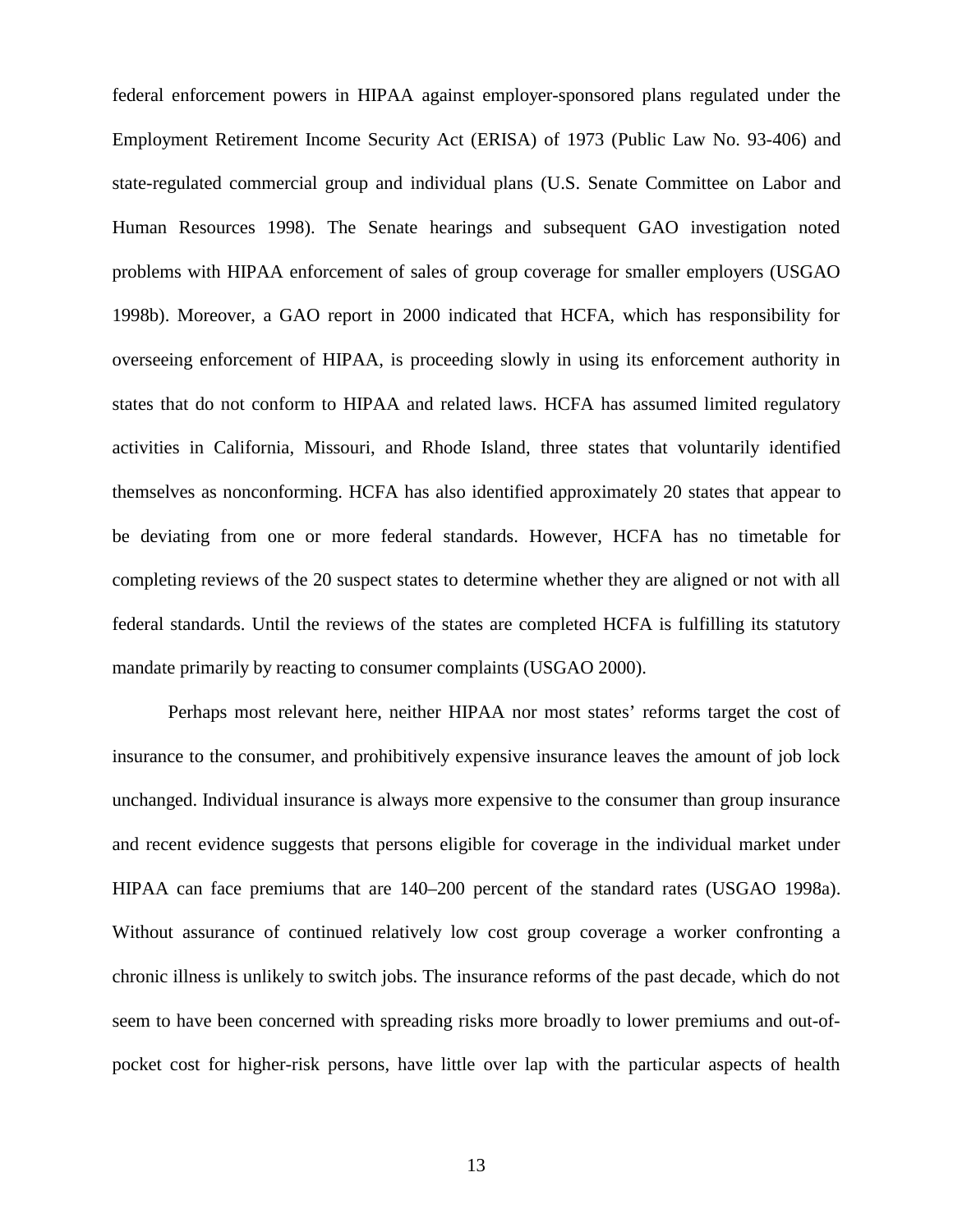federal enforcement powers in HIPAA against employer-sponsored plans regulated under the Employment Retirement Income Security Act (ERISA) of 1973 (Public Law No. 93-406) and state-regulated commercial group and individual plans (U.S. Senate Committee on Labor and Human Resources 1998). The Senate hearings and subsequent GAO investigation noted problems with HIPAA enforcement of sales of group coverage for smaller employers (USGAO 1998b). Moreover, a GAO report in 2000 indicated that HCFA, which has responsibility for overseeing enforcement of HIPAA, is proceeding slowly in using its enforcement authority in states that do not conform to HIPAA and related laws. HCFA has assumed limited regulatory activities in California, Missouri, and Rhode Island, three states that voluntarily identified themselves as nonconforming. HCFA has also identified approximately 20 states that appear to be deviating from one or more federal standards. However, HCFA has no timetable for completing reviews of the 20 suspect states to determine whether they are aligned or not with all federal standards. Until the reviews of the states are completed HCFA is fulfilling its statutory mandate primarily by reacting to consumer complaints (USGAO 2000).

Perhaps most relevant here, neither HIPAA nor most states' reforms target the cost of insurance to the consumer, and prohibitively expensive insurance leaves the amount of job lock unchanged. Individual insurance is always more expensive to the consumer than group insurance and recent evidence suggests that persons eligible for coverage in the individual market under HIPAA can face premiums that are 140–200 percent of the standard rates (USGAO 1998a). Without assurance of continued relatively low cost group coverage a worker confronting a chronic illness is unlikely to switch jobs. The insurance reforms of the past decade, which do not seem to have been concerned with spreading risks more broadly to lower premiums and out-of-pocket cost for higher-risk persons, have little over lap with the particular aspects of health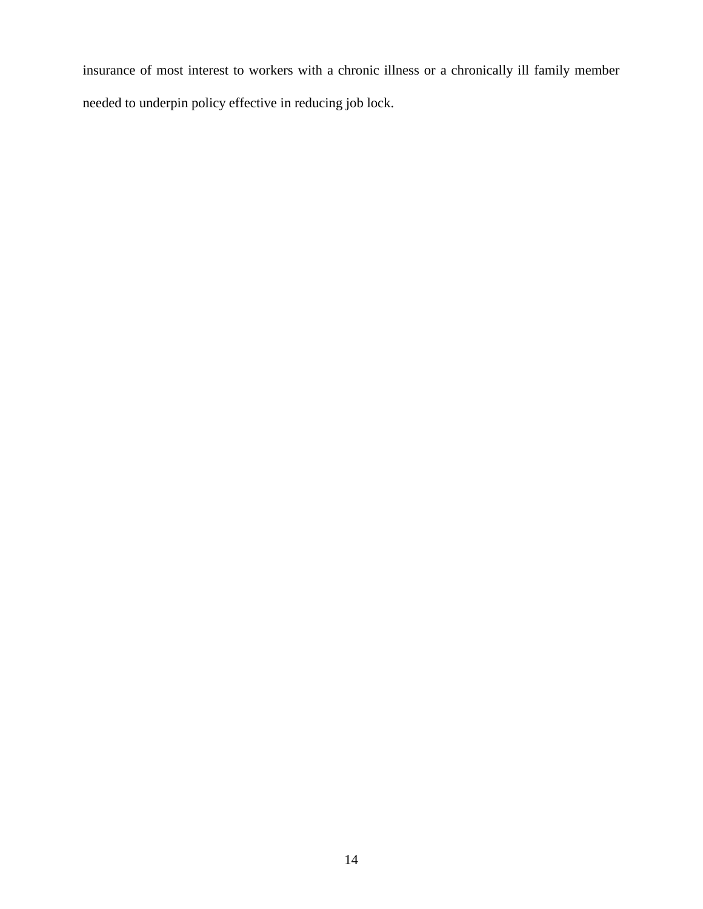insurance of most interest to workers with a chronic illness or a chronically ill family member needed to underpin policy effective in reducing job lock.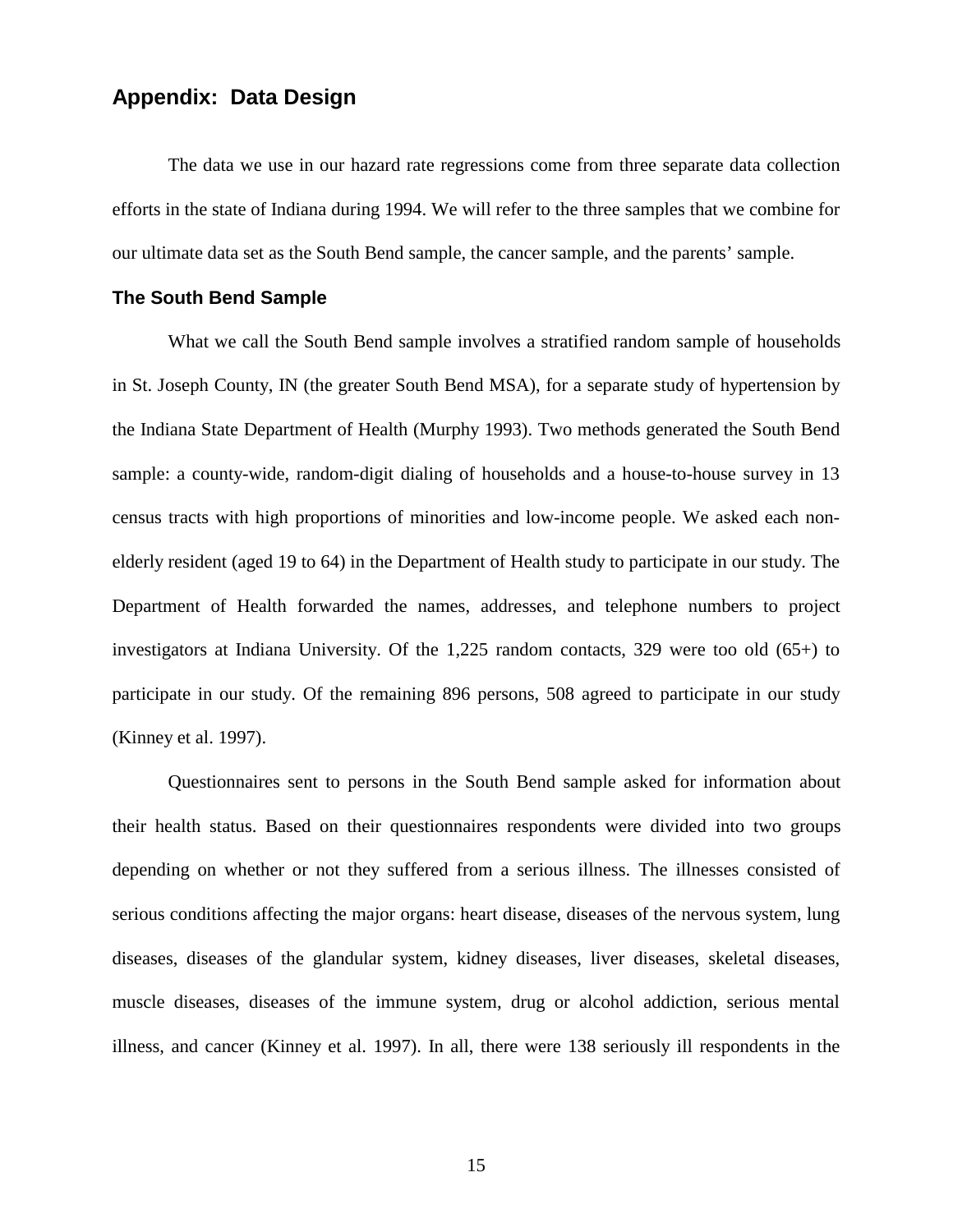## Appendix: Data Design

The data we use in our hazard rate regressions come from three separate data collection efforts in the state of Indiana during 1994. We will refer to the three samples that we combine for our ultimate data set as the South Bend sample, the cancer sample, and the parents' sample.

### The South Bend Sample

What we call the South Bend sample involves a stratified random sample of households in St. Joseph County, IN (the greater South Bend MSA), for a separate study of hypertension by the Indiana State Department of Health (Murphy 1993). Two methods generated the South Bend sample: a county-wide, random-digit dialing of households and a house-to-house survey in 13 census tracts with high proportions of minorities and low-income people. We asked each non-elderly resident (aged 19 to 64) in the Department of Health study to participate in our study. The Department of Health forwarded the names, addresses, and telephone numbers to project investigators at Indiana University. Of the 1,225 random contacts, 329 were too old (65+) to participate in our study. Of the remaining 896 persons, 508 agreed to participate in our study (Kinney et al. 1997).

Questionnaires sent to persons in the South Bend sample asked for information about their health status. Based on their questionnaires respondents were divided into two groups depending on whether or not they suffered from a serious illness. The illnesses consisted of serious conditions affecting the major organs: heart disease, diseases of the nervous system, lung diseases, diseases of the glandular system, kidney diseases, liver diseases, skeletal diseases, muscle diseases, diseases of the immune system, drug or alcohol addiction, serious mental illness, and cancer (Kinney et al. 1997). In all, there were 138 seriously ill respondents in the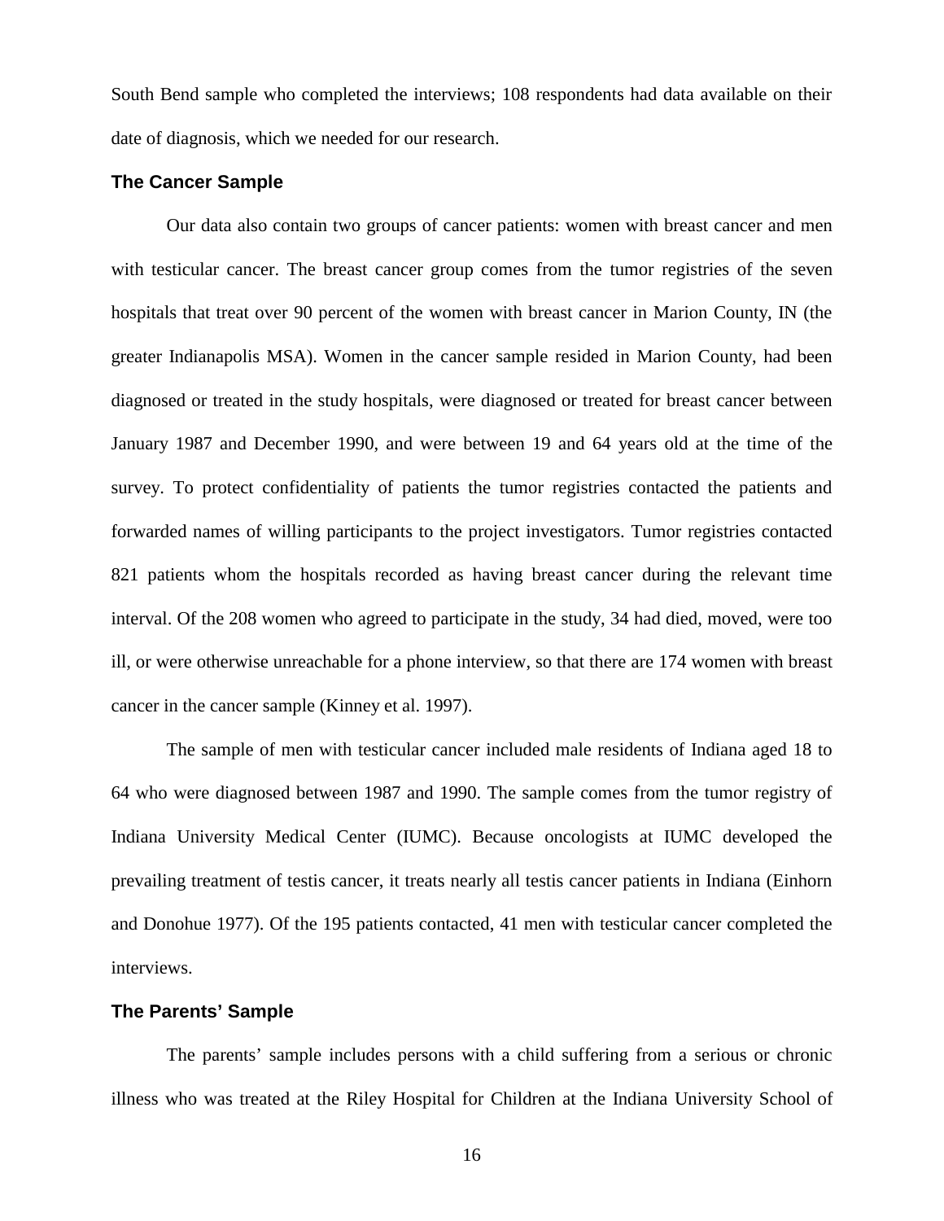South Bend sample who completed the interviews; 108 respondents had data available on their date of diagnosis, which we needed for our research.

### The Cancer Sample

Our data also contain two groups of cancer patients: women with breast cancer and men with testicular cancer. The breast cancer group comes from the tumor registries of the seven hospitals that treat over 90 percent of the women with breast cancer in Marion County, IN (the greater Indianapolis MSA). Women in the cancer sample resided in Marion County, had been diagnosed or treated in the study hospitals, were diagnosed or treated for breast cancer between January 1987 and December 1990, and were between 19 and 64 years old at the time of the survey. To protect confidentiality of patients the tumor registries contacted the patients and forwarded names of willing participants to the project investigators. Tumor registries contacted 821 patients whom the hospitals recorded as having breast cancer during the relevant time interval. Of the 208 women who agreed to participate in the study, 34 had died, moved, were too ill, or were otherwise unreachable for a phone interview, so that there are 174 women with breast cancer in the cancer sample (Kinney et al. 1997).

The sample of men with testicular cancer included male residents of Indiana aged 18 to 64 who were diagnosed between 1987 and 1990. The sample comes from the tumor registry of Indiana University Medical Center (IUMC). Because oncologists at IUMC developed the prevailing treatment of testis cancer, it treats nearly all testis cancer patients in Indiana (Einhorn and Donohue 1977). Of the 195 patients contacted, 41 men with testicular cancer completed the interviews.

### The Parents' Sample

The parents' sample includes persons with a child suffering from a serious or chronic illness who was treated at the Riley Hospital for Children at the Indiana University School of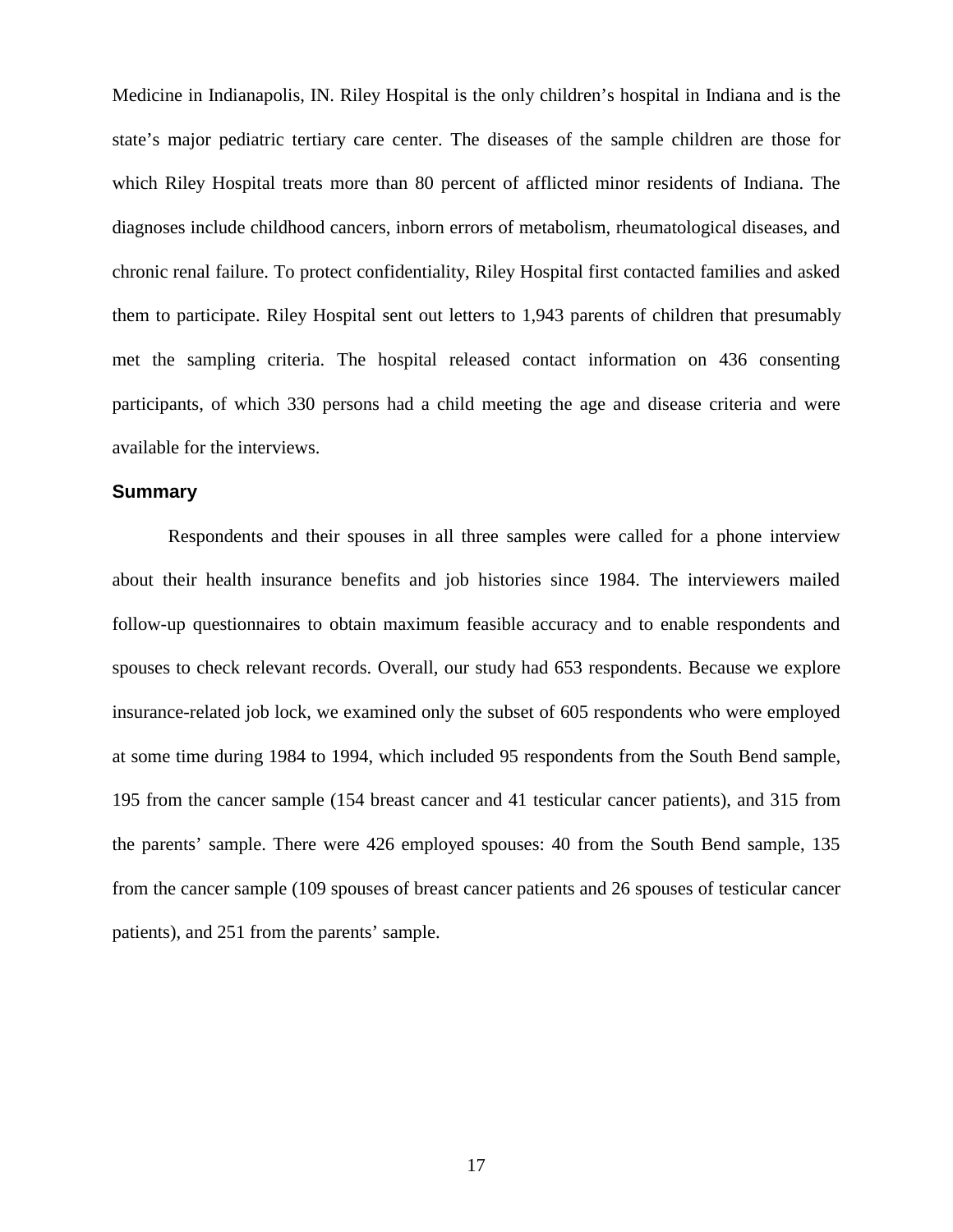Medicine in Indianapolis, IN. Riley Hospital is the only children's hospital in Indiana and is the state's major pediatric tertiary care center. The diseases of the sample children are those for which Riley Hospital treats more than 80 percent of afflicted minor residents of Indiana. The diagnoses include childhood cancers, inborn errors of metabolism, rheumatological diseases, and chronic renal failure. To protect confidentiality, Riley Hospital first contacted families and asked them to participate. Riley Hospital sent out letters to 1,943 parents of children that presumably met the sampling criteria. The hospital released contact information on 436 consenting participants, of which 330 persons had a child meeting the age and disease criteria and were available for the interviews.

### Summary

Respondents and their spouses in all three samples were called for a phone interview about their health insurance benefits and job histories since 1984. The interviewers mailed follow-up questionnaires to obtain maximum feasible accuracy and to enable respondents and spouses to check relevant records. Overall, our study had 653 respondents. Because we explore insurance-related job lock, we examined only the subset of 605 respondents who were employed at some time during 1984 to 1994, which included 95 respondents from the South Bend sample, 195 from the cancer sample (154 breast cancer and 41 testicular cancer patients), and 315 from the parents' sample. There were 426 employed spouses: 40 from the South Bend sample, 135 from the cancer sample (109 spouses of breast cancer patients and 26 spouses of testicular cancer patients), and 251 from the parents' sample.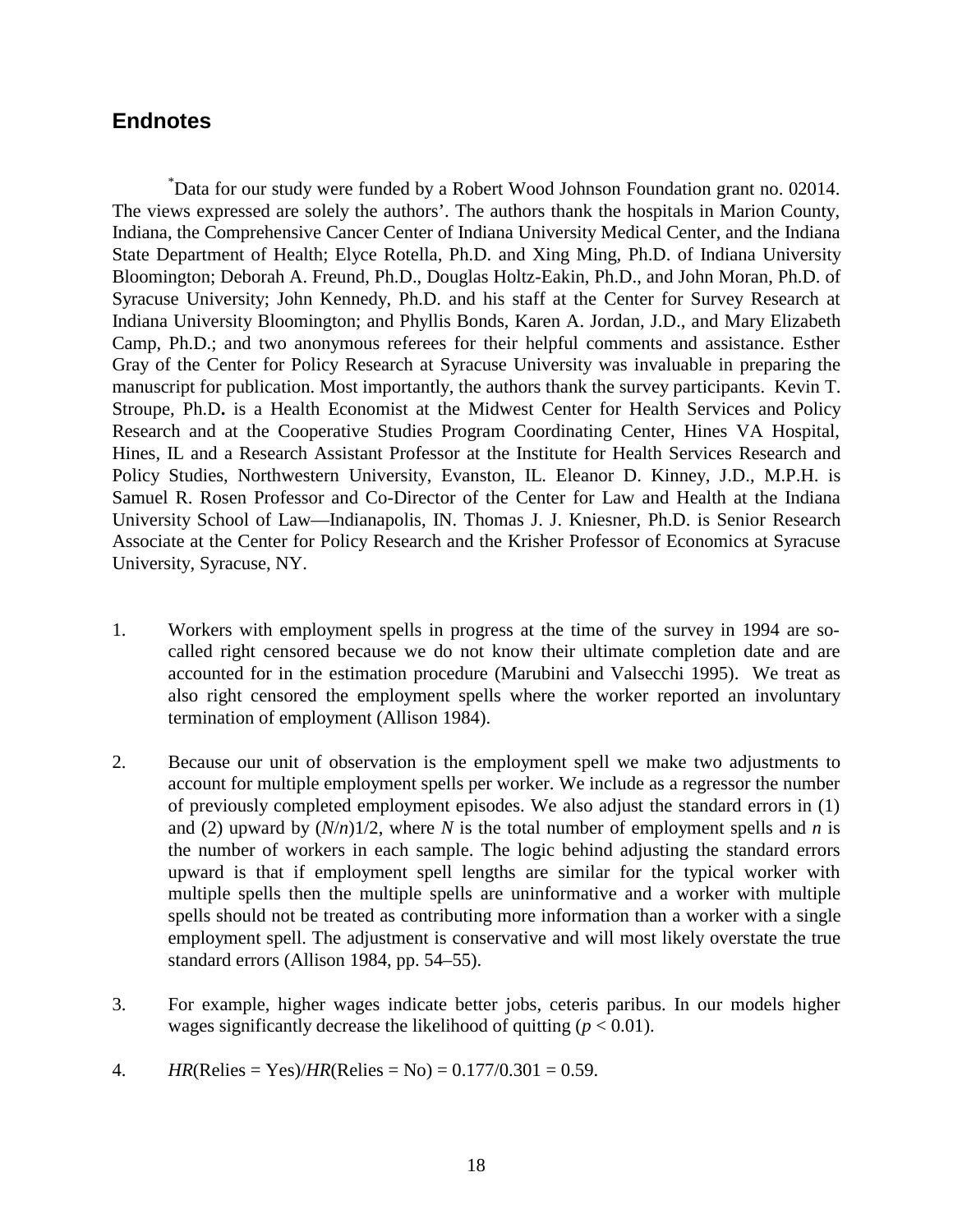## Endnotes

*Data for our study were funded by a Robert Wood Johnson Foundation grant no. 02014. The views expressed are solely the authors'. The authors thank the hospitals in Marion County, Indiana, the Comprehensive Cancer Center of Indiana University Medical Center, and the Indiana State Department of Health; Elyce Rotella, Ph.D. and Xing Ming, Ph.D. of Indiana University Bloomington; Deborah A. Freund, Ph.D., Douglas Holtz-Eakin, Ph.D., and John Moran, Ph.D. of Syracuse University; John Kennedy, Ph.D. and his staff at the Center for Survey Research at Indiana University Bloomington; and Phyllis Bonds, Karen A. Jordan, J.D., and Mary Elizabeth Camp, Ph.D.; and two anonymous referees for their helpful comments and assistance. Esther Gray of the Center for Policy Research at Syracuse University was invaluable in preparing the manuscript for publication. Most importantly, the authors thank the survey participants. Kevin T. Stroupe, Ph.D**.** is a Health Economist at the Midwest Center for Health Services and Policy Research and at the Cooperative Studies Program Coordinating Center, Hines VA Hospital, Hines, IL and a Research Assistant Professor at the Institute for Health Services Research and Policy Studies, Northwestern University, Evanston, IL. Eleanor D. Kinney, J.D., M.P.H. is Samuel R. Rosen Professor and Co-Director of the Center for Law and Health at the Indiana University School of Law—Indianapolis, IN. Thomas J. J. Kniesner, Ph.D. is Senior Research Associate at the Center for Policy Research and the Krisher Professor of Economics at Syracuse University, Syracuse, NY.

1. Workers with employment spells in progress at the time of the survey in 1994 are so-called right censored because we do not know their ultimate completion date and are accounted for in the estimation procedure (Marubini and Valsecchi 1995). We treat as also right censored the employment spells where the worker reported an involuntary termination of employment (Allison 1984).

2. Because our unit of observation is the employment spell we make two adjustments to account for multiple employment spells per worker. We include as a regressor the number of previously completed employment episodes. We also adjust the standard errors in (1) and (2) upward by $(N/n)1/2$, where $N$ is the total number of employment spells and $n$ is the number of workers in each sample. The logic behind adjusting the standard errors upward is that if employment spell lengths are similar for the typical worker with multiple spells then the multiple spells are uninformative and a worker with multiple spells should not be treated as contributing more information than a worker with a single employment spell. The adjustment is conservative and will most likely overstate the true standard errors (Allison 1984, pp. 54–55).

3. For example, higher wages indicate better jobs, ceteris paribus. In our models higher wages significantly decrease the likelihood of quitting ($p < 0.01$).

4. $HR(\text{Relies} = \text{Yes})/HR(\text{Relies} = \text{No}) = 0.177/0.301 = 0.59$.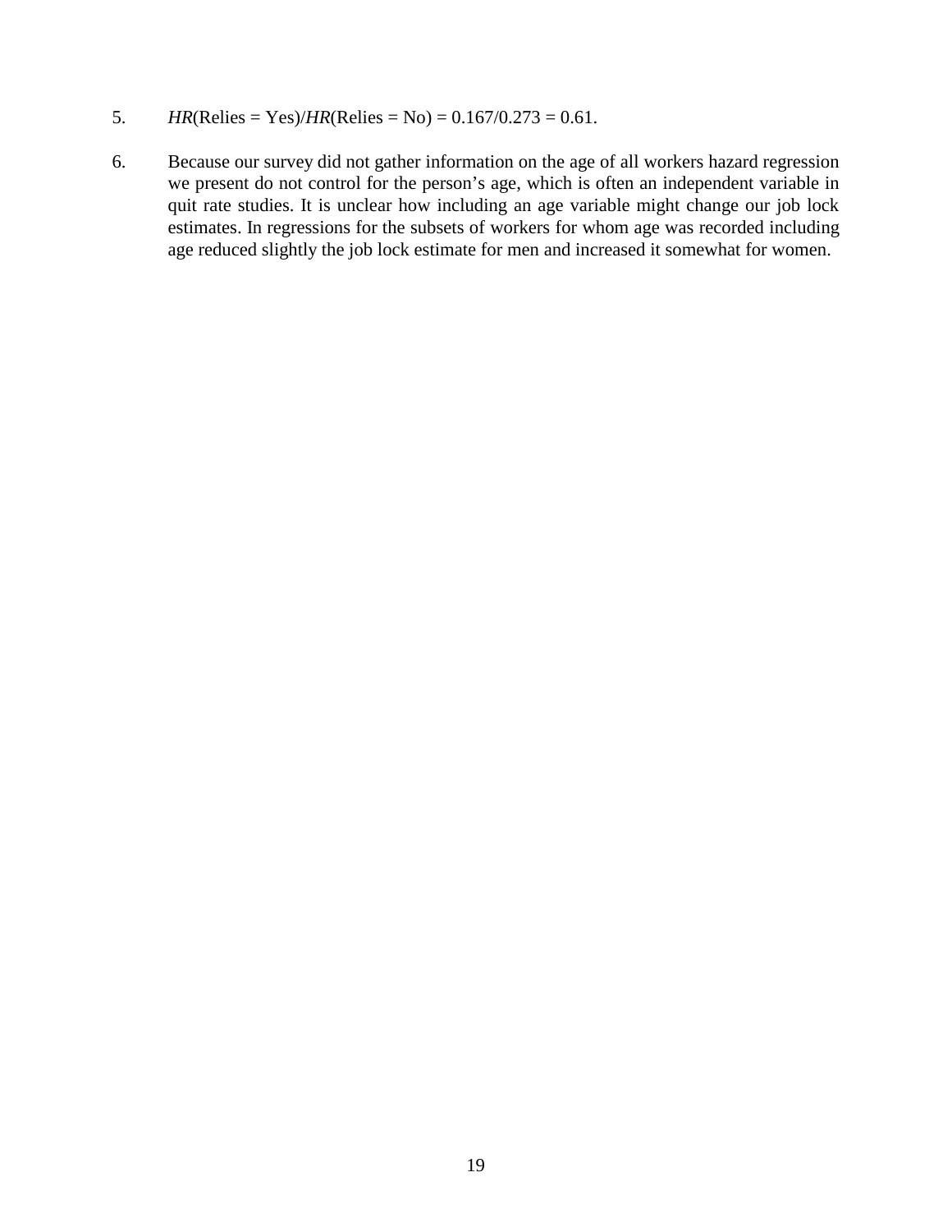5. *HR*(Relies = Yes)/*HR*(Relies = No) = 0.167/0.273 = 0.61.

6. Because our survey did not gather information on the age of all workers hazard regression we present do not control for the person's age, which is often an independent variable in quit rate studies. It is unclear how including an age variable might change our job lock estimates. In regressions for the subsets of workers for whom age was recorded including age reduced slightly the job lock estimate for men and increased it somewhat for women.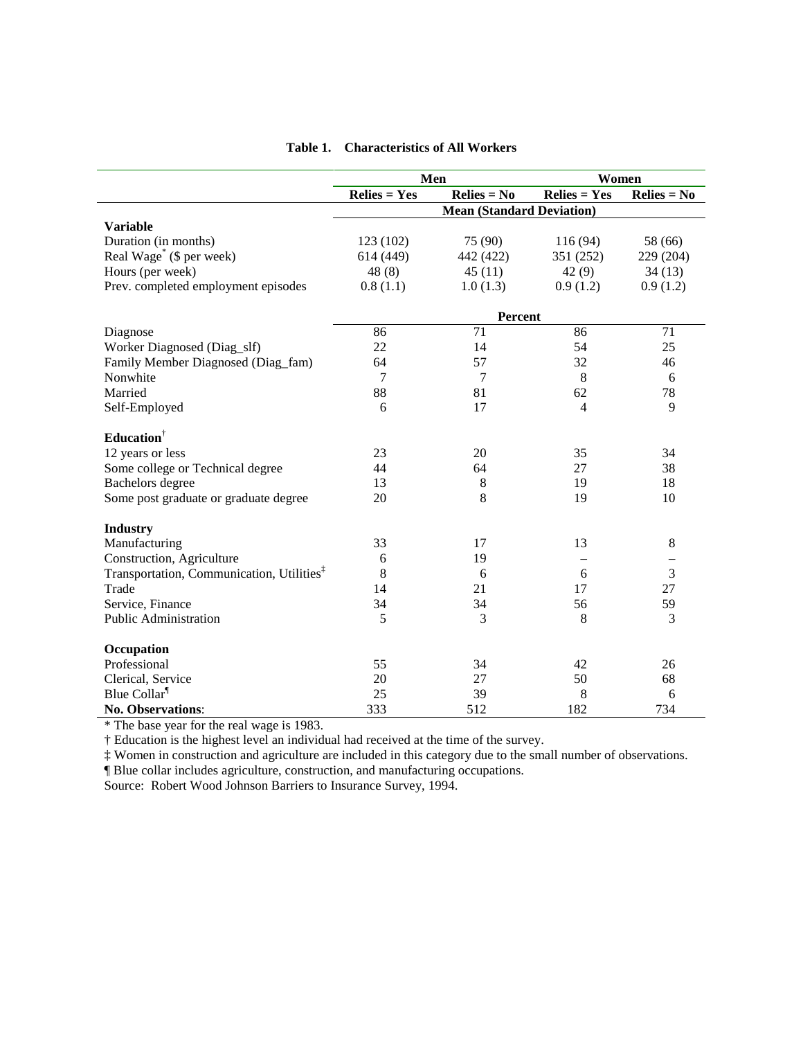**Table 1. Characteristics of All Workers**

| | Men | | Women | |
|---|---|---|---|---|
| | Relies = Yes | Relies = No | Relies = Yes | Relies = No |
| | Mean (Standard Deviation) | | | |
| **Variable** | | | | |
| Duration (in months) | 123 (102) | 75 (90) | 116 (94) | 58 (66) |
| Real Wage* ($ per week) | 614 (449) | 442 (422) | 351 (252) | 229 (204) |
| Hours (per week) | 48 (8) | 45 (11) | 42 (9) | 34 (13) |
| Prev. completed employment episodes | 0.8 (1.1) | 1.0 (1.3) | 0.9 (1.2) | 0.9 (1.2) |
| | Percent | | | |
| Diagnose | 86 | 71 | 86 | 71 |
| Worker Diagnosed (Diag_slf) | 22 | 14 | 54 | 25 |
| Family Member Diagnosed (Diag_fam) | 64 | 57 | 32 | 46 |
| Nonwhite | 7 | 7 | 8 | 6 |
| Married | 88 | 81 | 62 | 78 |
| Self-Employed | 6 | 17 | 4 | 9 |
| **Education†** | | | | |
| 12 years or less | 23 | 20 | 35 | 34 |
| Some college or Technical degree | 44 | 64 | 27 | 38 |
| Bachelors degree | 13 | 8 | 19 | 18 |
| Some post graduate or graduate degree | 20 | 8 | 19 | 10 |
| **Industry** | | | | |
| Manufacturing | 33 | 17 | 13 | 8 |
| Construction, Agriculture | 6 | 19 | – | – |
| Transportation, Communication, Utilities‡ | 8 | 6 | 6 | 3 |
| Trade | 14 | 21 | 17 | 27 |
| Service, Finance | 34 | 34 | 56 | 59 |
| Public Administration | 5 | 3 | 8 | 3 |
| **Occupation** | | | | |
| Professional | 55 | 34 | 42 | 26 |
| Clerical, Service | 20 | 27 | 50 | 68 |
| Blue Collar¶ | 25 | 39 | 8 | 6 |
| **No. Observations**: | 333 | 512 | 182 | 734 |

* The base year for the real wage is 1983.

† Education is the highest level an individual had received at the time of the survey.

‡ Women in construction and agriculture are included in this category due to the small number of observations.

¶ Blue collar includes agriculture, construction, and manufacturing occupations.

Source: Robert Wood Johnson Barriers to Insurance Survey, 1994.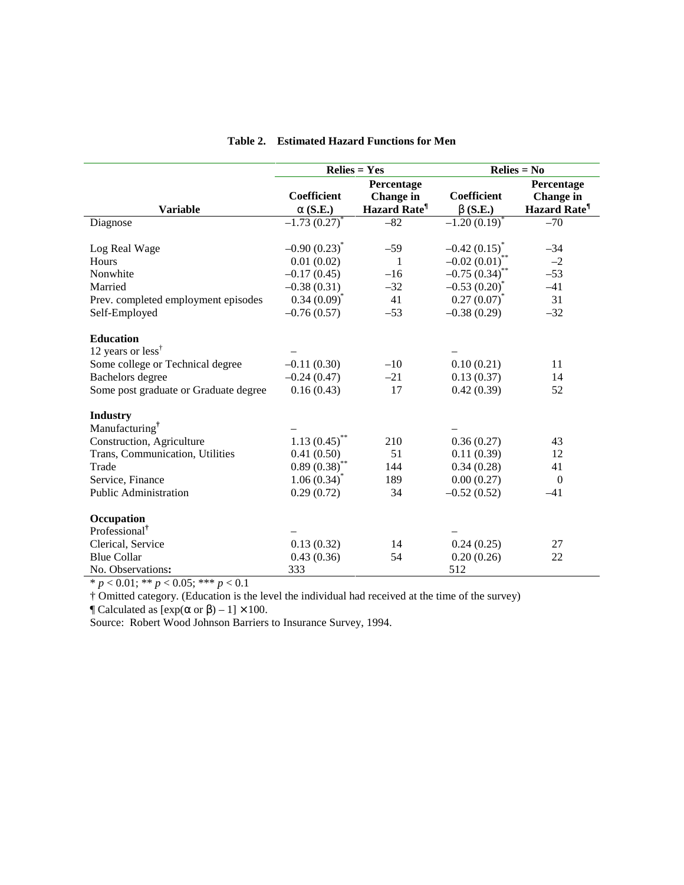**Table 2. Estimated Hazard Functions for Men**

| Variable | Relies = Yes | | Relies = No | |
|---|---|---|---|---|
| | Coefficient α (S.E.) | Percentage Change in Hazard Rate¶ | Coefficient β (S.E.) | Percentage Change in Hazard Rate¶ |
| Diagnose | –1.73 (0.27)* | –82 | –1.20 (0.19)* | –70 |
| Log Real Wage | –0.90 (0.23)* | –59 | –0.42 (0.15)* | –34 |
| Hours | 0.01 (0.02) | 1 | –0.02 (0.01)** | –2 |
| Nonwhite | –0.17 (0.45) | –16 | –0.75 (0.34)** | –53 |
| Married | –0.38 (0.31) | –32 | –0.53 (0.20)* | –41 |
| Prev. completed employment episodes | 0.34 (0.09)* | 41 | 0.27 (0.07)* | 31 |
| Self-Employed | –0.76 (0.57) | –53 | –0.38 (0.29) | –32 |
| **Education** | | | | |
| 12 years or less† | – | | – | |
| Some college or Technical degree | –0.11 (0.30) | –10 | 0.10 (0.21) | 11 |
| Bachelors degree | –0.24 (0.47) | –21 | 0.13 (0.37) | 14 |
| Some post graduate or Graduate degree | 0.16 (0.43) | 17 | 0.42 (0.39) | 52 |
| **Industry** | | | | |
| Manufacturing† | – | | – | |
| Construction, Agriculture | 1.13 (0.45)** | 210 | 0.36 (0.27) | 43 |
| Trans, Communication, Utilities | 0.41 (0.50) | 51 | 0.11 (0.39) | 12 |
| Trade | 0.89 (0.38)** | 144 | 0.34 (0.28) | 41 |
| Service, Finance | 1.06 (0.34)* | 189 | 0.00 (0.27) | 0 |
| Public Administration | 0.29 (0.72) | 34 | –0.52 (0.52) | –41 |
| **Occupation** | | | | |
| Professional† | – | | – | |
| Clerical, Service | 0.13 (0.32) | 14 | 0.24 (0.25) | 27 |
| Blue Collar | 0.43 (0.36) | 54 | 0.20 (0.26) | 22 |
| No. Observations**:** | 333 | | 512 | |

* $p < 0.01$; ** $p < 0.05$; *** $p < 0.1$

† Omitted category. (Education is the level the individual had received at the time of the survey)

¶ Calculated as $[\exp(\alpha \text{ or } \beta) - 1] \times 100$.

Source: Robert Wood Johnson Barriers to Insurance Survey, 1994.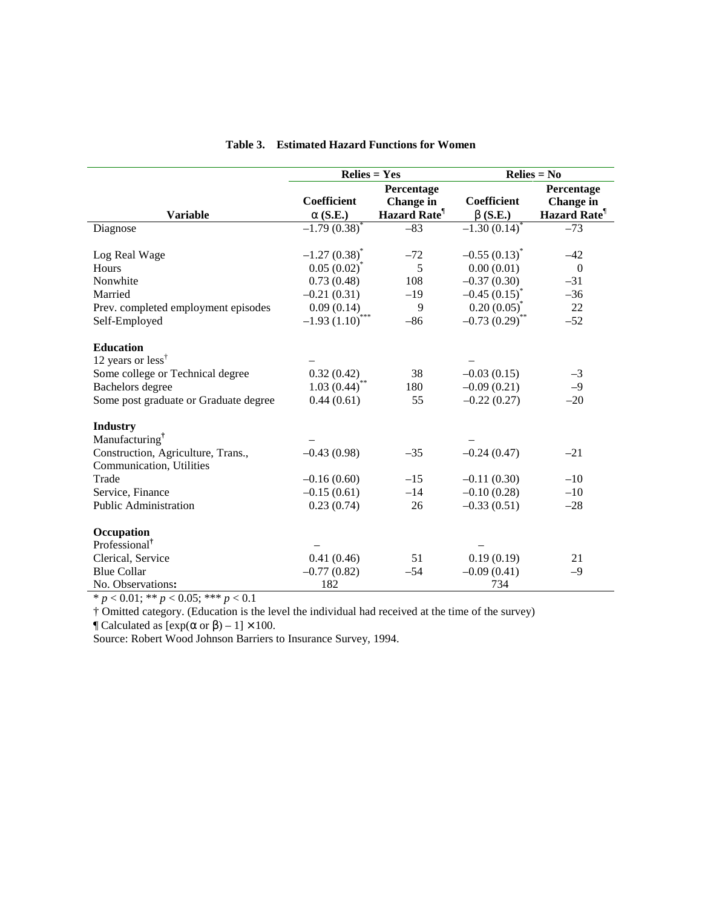**Table 3. Estimated Hazard Functions for Women**

| | Relies = Yes | | Relies = No | |
|---|---|---|---|---|
| **Variable** | **Coefficient $\alpha$ (S.E.)** | **Percentage Change in Hazard Rate¶** | **Coefficient $\beta$ (S.E.)** | **Percentage Change in Hazard Rate¶** |
| Diagnose | –1.79 (0.38)* | –83 | –1.30 (0.14)* | –73 |
| | | | | |
| Log Real Wage | –1.27 (0.38)* | –72 | –0.55 (0.13)* | –42 |
| Hours | 0.05 (0.02)* | 5 | 0.00 (0.01) | 0 |
| Nonwhite | 0.73 (0.48) | 108 | –0.37 (0.30) | –31 |
| Married | –0.21 (0.31) | –19 | –0.45 (0.15)* | –36 |
| Prev. completed employment episodes | 0.09 (0.14) | 9 | 0.20 (0.05)* | 22 |
| Self-Employed | –1.93 (1.10)*** | –86 | –0.73 (0.29)** | –52 |
| | | | | |
| **Education** | | | | |
| 12 years or less† | – | | – | |
| Some college or Technical degree | 0.32 (0.42) | 38 | –0.03 (0.15) | –3 |
| Bachelors degree | 1.03 (0.44)** | 180 | –0.09 (0.21) | –9 |
| Some post graduate or Graduate degree | 0.44 (0.61) | 55 | –0.22 (0.27) | –20 |
| | | | | |
| **Industry** | | | | |
| Manufacturing† | – | | – | |
| Construction, Agriculture, Trans., Communication, Utilities | –0.43 (0.98) | –35 | –0.24 (0.47) | –21 |
| Trade | –0.16 (0.60) | –15 | –0.11 (0.30) | –10 |
| Service, Finance | –0.15 (0.61) | –14 | –0.10 (0.28) | –10 |
| Public Administration | 0.23 (0.74) | 26 | –0.33 (0.51) | –28 |
| | | | | |
| **Occupation** | | | | |
| Professional† | – | | – | |
| Clerical, Service | 0.41 (0.46) | 51 | 0.19 (0.19) | 21 |
| Blue Collar | –0.77 (0.82) | –54 | –0.09 (0.41) | –9 |
| No. Observations**:** | 182 | | 734 | |

* $p < 0.01$; ** $p < 0.05$; *** $p < 0.1$

† Omitted category. (Education is the level the individual had received at the time of the survey)

¶ Calculated as $[\exp(\alpha \text{ or } \beta) - 1] \times 100$.

Source: Robert Wood Johnson Barriers to Insurance Survey, 1994.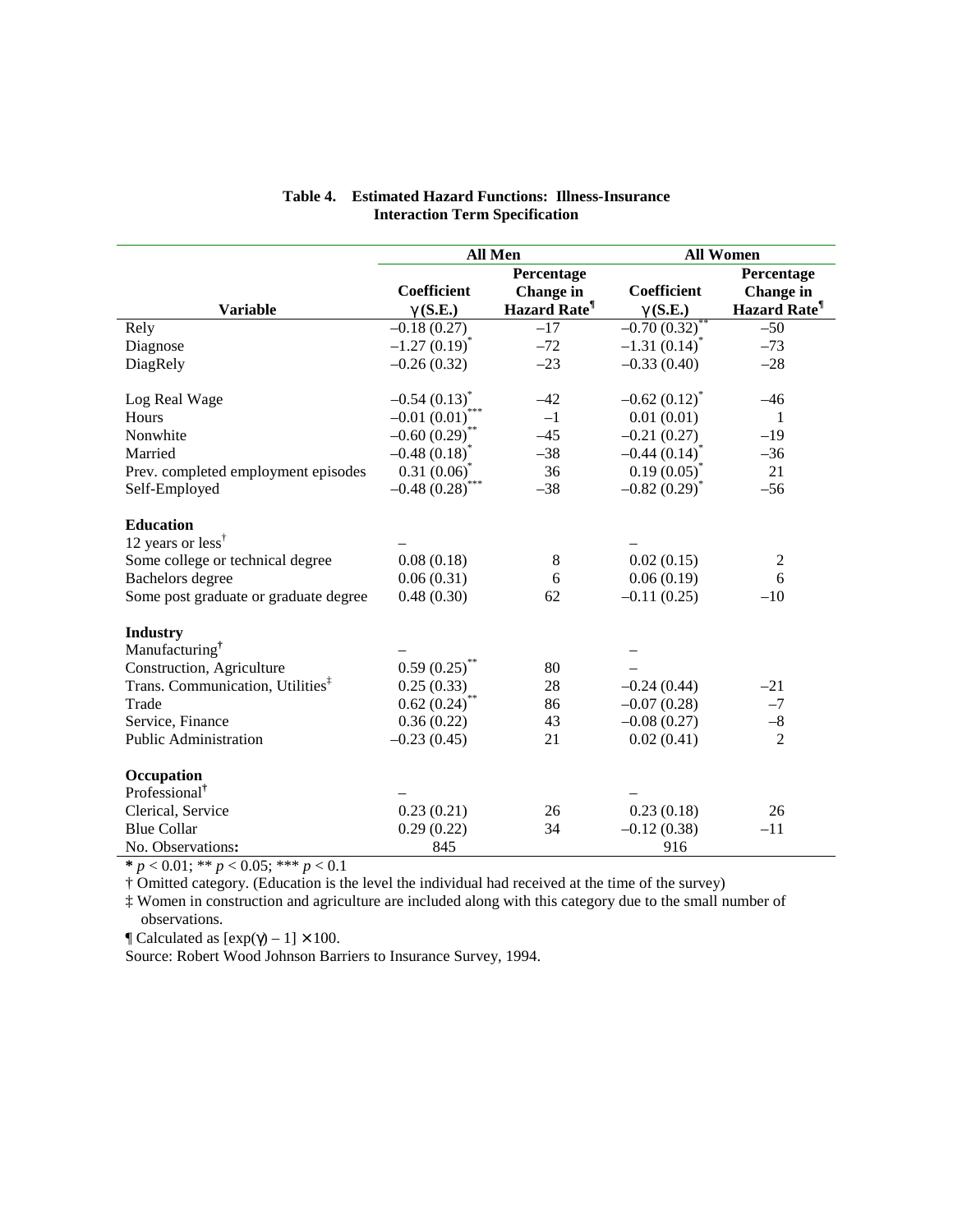**Table 4. Estimated Hazard Functions: Illness-Insurance Interaction Term Specification**

| | All Men | | All Women | |
|---|---|---|---|---|
| **Variable** | **Coefficient γ (S.E.)** | **Percentage Change in Hazard Rate¶** | **Coefficient γ (S.E.)** | **Percentage Change in Hazard Rate¶** |
| Rely | −0.18 (0.27) | −17 | −0.70 (0.32)** | −50 |
| Diagnose | −1.27 (0.19)* | −72 | −1.31 (0.14)* | −73 |
| DiagRely | −0.26 (0.32) | −23 | −0.33 (0.40) | −28 |
| Log Real Wage | −0.54 (0.13)* | −42 | −0.62 (0.12)* | −46 |
| Hours | −0.01 (0.01)*** | −1 | 0.01 (0.01) | 1 |
| Nonwhite | −0.60 (0.29)** | −45 | −0.21 (0.27) | −19 |
| Married | −0.48 (0.18)* | −38 | −0.44 (0.14)* | −36 |
| Prev. completed employment episodes | 0.31 (0.06)* | 36 | 0.19 (0.05)* | 21 |
| Self-Employed | −0.48 (0.28)*** | −38 | −0.82 (0.29)* | −56 |
| **Education** | | | | |
| 12 years or less† | – | | – | |
| Some college or technical degree | 0.08 (0.18) | 8 | 0.02 (0.15) | 2 |
| Bachelors degree | 0.06 (0.31) | 6 | 0.06 (0.19) | 6 |
| Some post graduate or graduate degree | 0.48 (0.30) | 62 | −0.11 (0.25) | −10 |
| **Industry** | | | | |
| Manufacturing† | – | | – | |
| Construction, Agriculture | 0.59 (0.25)** | 80 | – | |
| Trans. Communication, Utilities‡ | 0.25 (0.33) | 28 | −0.24 (0.44) | −21 |
| Trade | 0.62 (0.24)** | 86 | −0.07 (0.28) | −7 |
| Service, Finance | 0.36 (0.22) | 43 | −0.08 (0.27) | −8 |
| Public Administration | −0.23 (0.45) | 21 | 0.02 (0.41) | 2 |
| **Occupation** | | | | |
| Professional† | – | | – | |
| Clerical, Service | 0.23 (0.21) | 26 | 0.23 (0.18) | 26 |
| Blue Collar | 0.29 (0.22) | 34 | −0.12 (0.38) | −11 |
| No. Observations: | 845 | | 916 | |

\* $p < 0.01$; ** $p < 0.05$; *** $p < 0.1$

† Omitted category. (Education is the level the individual had received at the time of the survey)

‡ Women in construction and agriculture are included along with this category due to the small number of observations.

¶ Calculated as $[\exp(\gamma) - 1] \times 100$.

Source: Robert Wood Johnson Barriers to Insurance Survey, 1994.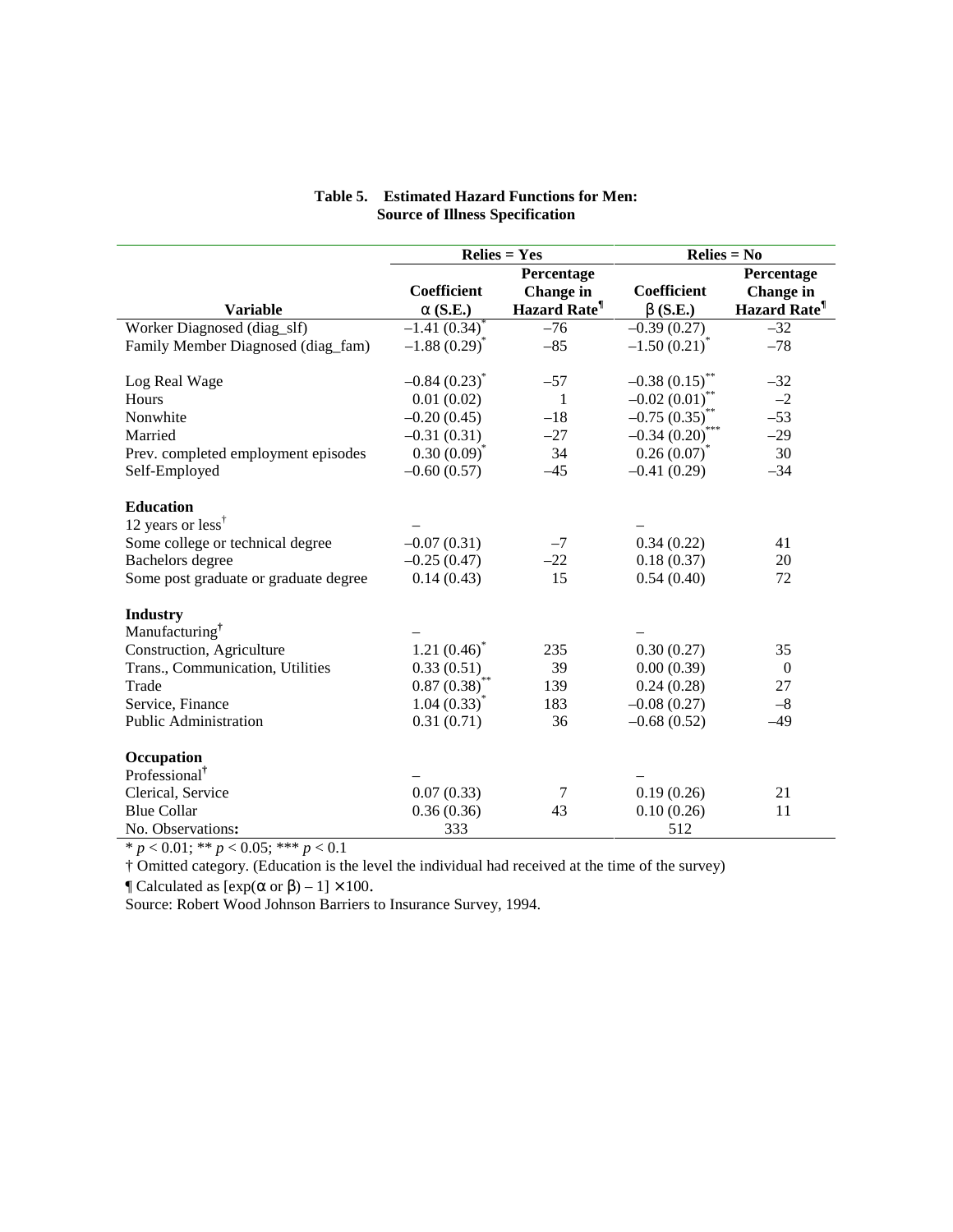**Table 5. Estimated Hazard Functions for Men: Source of Illness Specification**

| Variable | Relies = Yes | | Relies = No | |
|---|---|---|---|---|
| | Coefficient $\alpha$ (S.E.) | Percentage Change in Hazard Rate¶ | Coefficient $\beta$ (S.E.) | Percentage Change in Hazard Rate¶ |
| Worker Diagnosed (diag_slf) | –1.41 (0.34)* | –76 | –0.39 (0.27) | –32 |
| Family Member Diagnosed (diag_fam) | –1.88 (0.29)* | –85 | –1.50 (0.21)* | –78 |
| Log Real Wage | –0.84 (0.23)* | –57 | –0.38 (0.15)** | –32 |
| Hours | 0.01 (0.02) | 1 | –0.02 (0.01)** | –2 |
| Nonwhite | –0.20 (0.45) | –18 | –0.75 (0.35)** | –53 |
| Married | –0.31 (0.31) | –27 | –0.34 (0.20)*** | –29 |
| Prev. completed employment episodes | 0.30 (0.09)* | 34 | 0.26 (0.07)* | 30 |
| Self-Employed | –0.60 (0.57) | –45 | –0.41 (0.29) | –34 |
| **Education** | | | | |
| 12 years or less† | – | | – | |
| Some college or technical degree | –0.07 (0.31) | –7 | 0.34 (0.22) | 41 |
| Bachelors degree | –0.25 (0.47) | –22 | 0.18 (0.37) | 20 |
| Some post graduate or graduate degree | 0.14 (0.43) | 15 | 0.54 (0.40) | 72 |
| **Industry** | | | | |
| Manufacturing† | – | | – | |
| Construction, Agriculture | 1.21 (0.46)* | 235 | 0.30 (0.27) | 35 |
| Trans., Communication, Utilities | 0.33 (0.51) | 39 | 0.00 (0.39) | 0 |
| Trade | 0.87 (0.38)** | 139 | 0.24 (0.28) | 27 |
| Service, Finance | 1.04 (0.33)* | 183 | –0.08 (0.27) | –8 |
| Public Administration | 0.31 (0.71) | 36 | –0.68 (0.52) | –49 |
| **Occupation** | | | | |
| Professional† | – | | – | |
| Clerical, Service | 0.07 (0.33) | 7 | 0.19 (0.26) | 21 |
| Blue Collar | 0.36 (0.36) | 43 | 0.10 (0.26) | 11 |
| No. Observations: | 333 | | 512 | |

* $p < 0.01$; ** $p < 0.05$; *** $p < 0.1$

† Omitted category. (Education is the level the individual had received at the time of the survey)

¶ Calculated as $[\exp(\alpha \text{ or } \beta) - 1] \times 100$.

Source: Robert Wood Johnson Barriers to Insurance Survey, 1994.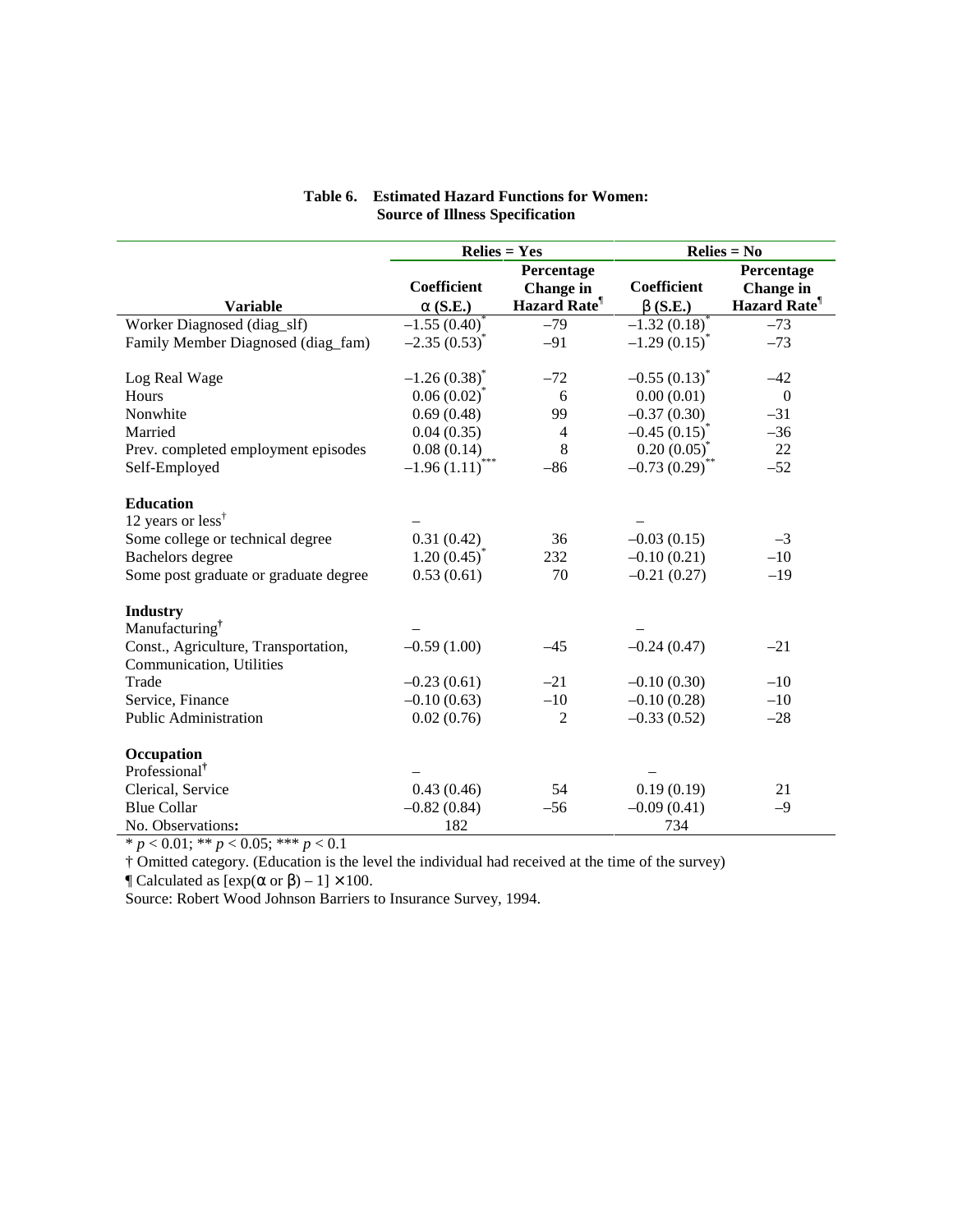**Table 6. Estimated Hazard Functions for Women: Source of Illness Specification**

| | Relies = Yes | | Relies = No | |
|---|---|---|---|---|
| **Variable** | **Coefficient $\alpha$ (S.E.)** | **Percentage Change in Hazard Rate¶** | **Coefficient $\beta$ (S.E.)** | **Percentage Change in Hazard Rate¶** |
| Worker Diagnosed (diag_slf) | −1.55 (0.40)* | −79 | −1.32 (0.18)* | −73 |
| Family Member Diagnosed (diag_fam) | −2.35 (0.53)* | −91 | −1.29 (0.15)* | −73 |
| | | | | |
| Log Real Wage | −1.26 (0.38)* | −72 | −0.55 (0.13)* | −42 |
| Hours | 0.06 (0.02)* | 6 | 0.00 (0.01) | 0 |
| Nonwhite | 0.69 (0.48) | 99 | −0.37 (0.30) | −31 |
| Married | 0.04 (0.35) | 4 | −0.45 (0.15)* | −36 |
| Prev. completed employment episodes | 0.08 (0.14) | 8 | 0.20 (0.05)* | 22 |
| Self-Employed | −1.96 (1.11)*** | −86 | −0.73 (0.29)** | −52 |
| | | | | |
| **Education** | | | | |
| 12 years or less† | – | | – | |
| Some college or technical degree | 0.31 (0.42) | 36 | −0.03 (0.15) | −3 |
| Bachelors degree | 1.20 (0.45)* | 232 | −0.10 (0.21) | −10 |
| Some post graduate or graduate degree | 0.53 (0.61) | 70 | −0.21 (0.27) | −19 |
| | | | | |
| **Industry** | | | | |
| Manufacturing† | – | | – | |
| Const., Agriculture, Transportation, Communication, Utilities | −0.59 (1.00) | −45 | −0.24 (0.47) | −21 |
| Trade | −0.23 (0.61) | −21 | −0.10 (0.30) | −10 |
| Service, Finance | −0.10 (0.63) | −10 | −0.10 (0.28) | −10 |
| Public Administration | 0.02 (0.76) | 2 | −0.33 (0.52) | −28 |
| | | | | |
| **Occupation** | | | | |
| Professional† | – | | – | |
| Clerical, Service | 0.43 (0.46) | 54 | 0.19 (0.19) | 21 |
| Blue Collar | −0.82 (0.84) | −56 | −0.09 (0.41) | −9 |
| No. Observations**:** | 182 | | 734 | |

* $p < 0.01$; ** $p < 0.05$; *** $p < 0.1$

† Omitted category. (Education is the level the individual had received at the time of the survey)

¶ Calculated as $[\exp(\alpha \text{ or } \beta) - 1] \times 100$.

Source: Robert Wood Johnson Barriers to Insurance Survey, 1994.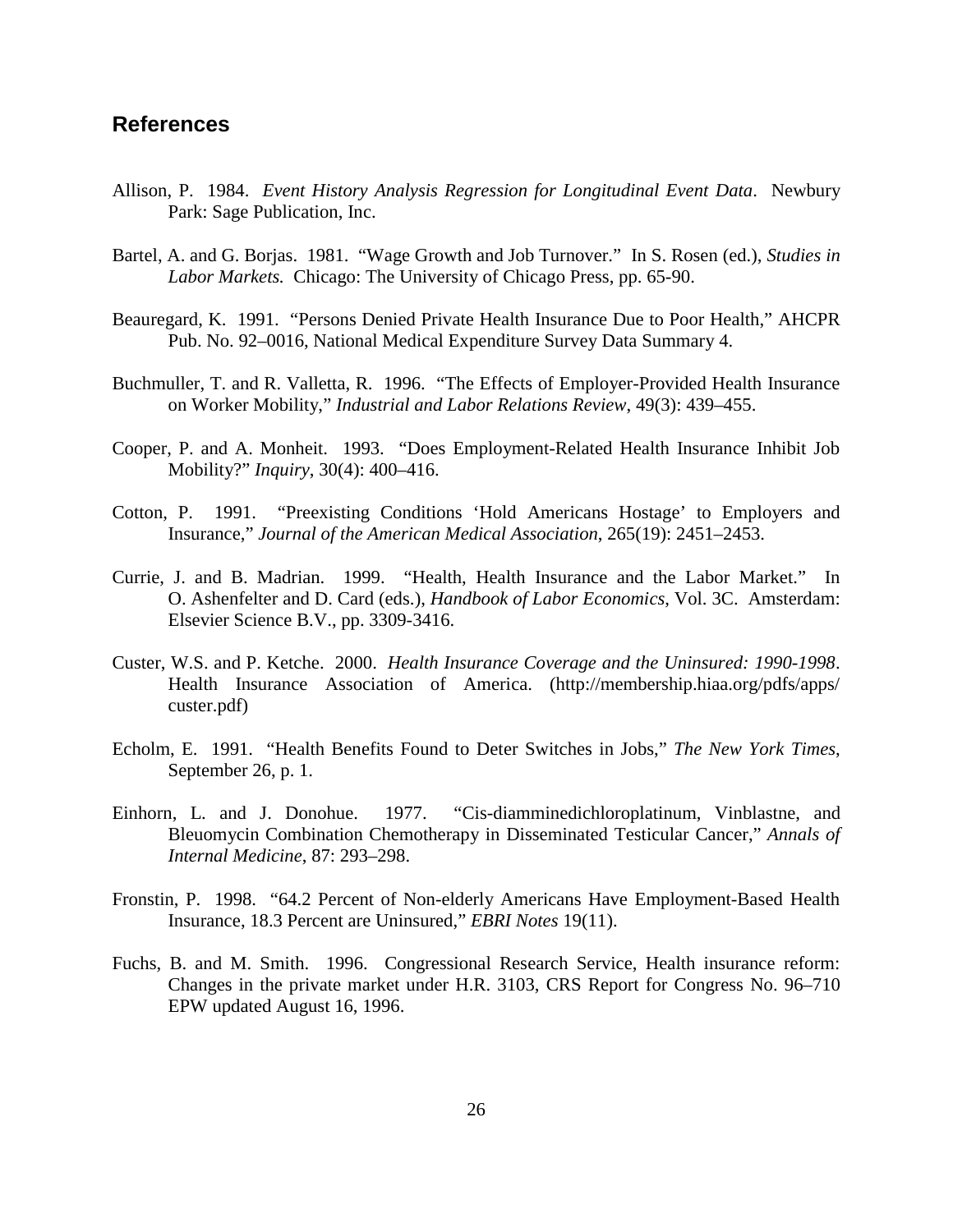## References

Allison, P. 1984. *Event History Analysis Regression for Longitudinal Event Data*. Newbury Park: Sage Publication, Inc.

Bartel, A. and G. Borjas. 1981. "Wage Growth and Job Turnover." In S. Rosen (ed.), *Studies in Labor Markets.* Chicago: The University of Chicago Press, pp. 65-90.

Beauregard, K. 1991. "Persons Denied Private Health Insurance Due to Poor Health," AHCPR Pub. No. 92–0016, National Medical Expenditure Survey Data Summary 4.

Buchmuller, T. and R. Valletta, R. 1996. "The Effects of Employer-Provided Health Insurance on Worker Mobility," *Industrial and Labor Relations Review*, 49(3): 439–455.

Cooper, P. and A. Monheit. 1993. "Does Employment-Related Health Insurance Inhibit Job Mobility?" *Inquiry*, 30(4): 400–416.

Cotton, P. 1991. "Preexisting Conditions 'Hold Americans Hostage' to Employers and Insurance," *Journal of the American Medical Association*, 265(19): 2451–2453.

Currie, J. and B. Madrian. 1999. "Health, Health Insurance and the Labor Market." In O. Ashenfelter and D. Card (eds.), *Handbook of Labor Economics*, Vol. 3C. Amsterdam: Elsevier Science B.V., pp. 3309-3416.

Custer, W.S. and P. Ketche. 2000. *Health Insurance Coverage and the Uninsured: 1990-1998*. Health Insurance Association of America. (http://membership.hiaa.org/pdfs/apps/custer.pdf)

Echolm, E. 1991. "Health Benefits Found to Deter Switches in Jobs," *The New York Times*, September 26, p. 1.

Einhorn, L. and J. Donohue. 1977. "Cis-diamminedichloroplatinum, Vinblastne, and Bleuomycin Combination Chemotherapy in Disseminated Testicular Cancer," *Annals of Internal Medicine*, 87: 293–298.

Fronstin, P. 1998. "64.2 Percent of Non-elderly Americans Have Employment-Based Health Insurance, 18.3 Percent are Uninsured," *EBRI Notes* 19(11).

Fuchs, B. and M. Smith. 1996. Congressional Research Service, Health insurance reform: Changes in the private market under H.R. 3103, CRS Report for Congress No. 96–710 EPW updated August 16, 1996.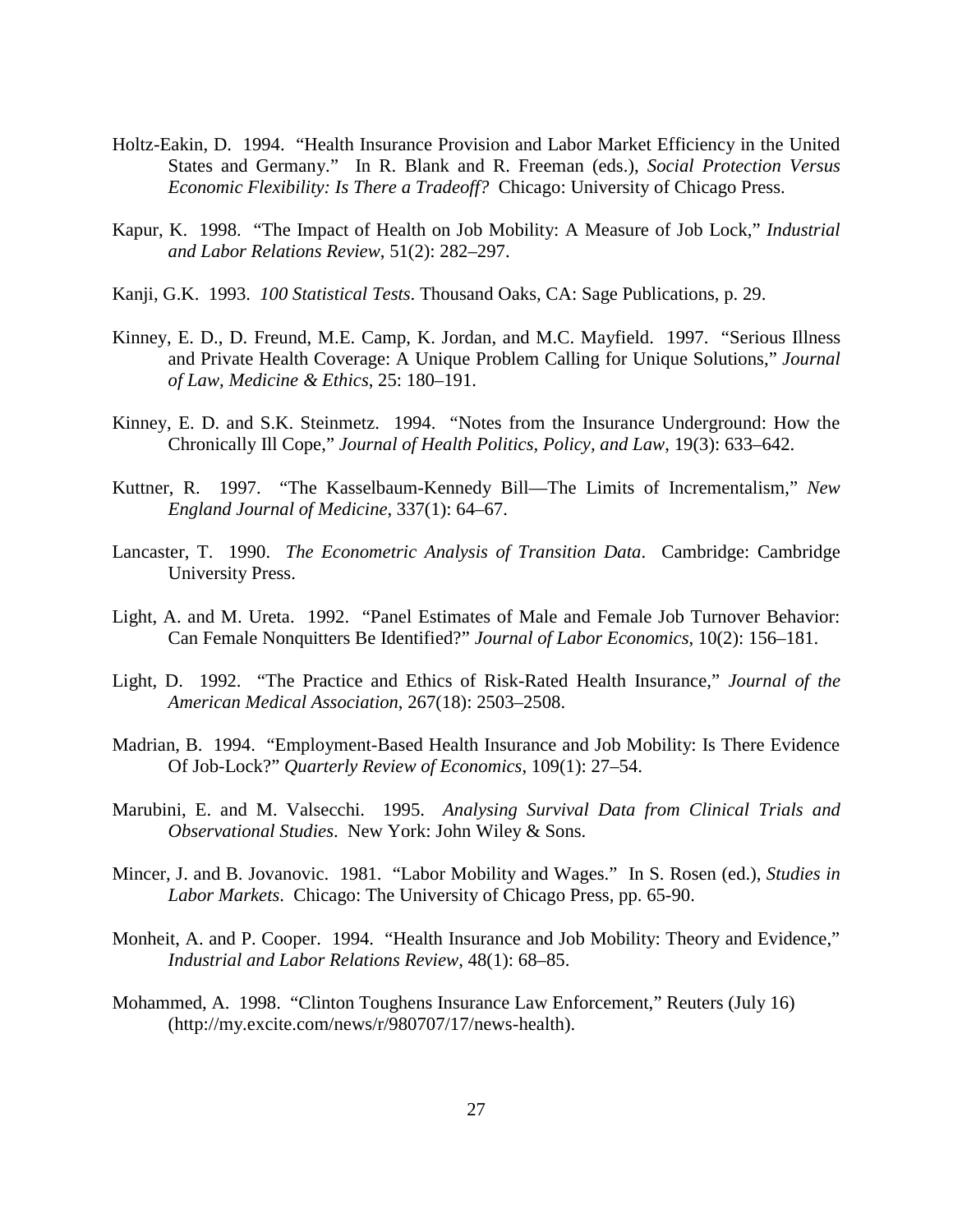Holtz-Eakin, D. 1994. "Health Insurance Provision and Labor Market Efficiency in the United States and Germany." In R. Blank and R. Freeman (eds.), *Social Protection Versus Economic Flexibility: Is There a Tradeoff?* Chicago: University of Chicago Press.

Kapur, K. 1998. "The Impact of Health on Job Mobility: A Measure of Job Lock," *Industrial and Labor Relations Review*, 51(2): 282–297.

Kanji, G.K. 1993. *100 Statistical Tests*. Thousand Oaks, CA: Sage Publications, p. 29.

Kinney, E. D., D. Freund, M.E. Camp, K. Jordan, and M.C. Mayfield. 1997. "Serious Illness and Private Health Coverage: A Unique Problem Calling for Unique Solutions," *Journal of Law, Medicine & Ethics*, 25: 180–191.

Kinney, E. D. and S.K. Steinmetz. 1994. "Notes from the Insurance Underground: How the Chronically Ill Cope," *Journal of Health Politics, Policy, and Law*, 19(3): 633–642.

Kuttner, R. 1997. "The Kasselbaum-Kennedy Bill—The Limits of Incrementalism," *New England Journal of Medicine*, 337(1): 64–67.

Lancaster, T. 1990. *The Econometric Analysis of Transition Data*. Cambridge: Cambridge University Press.

Light, A. and M. Ureta. 1992. "Panel Estimates of Male and Female Job Turnover Behavior: Can Female Nonquitters Be Identified?" *Journal of Labor Economics*, 10(2): 156–181.

Light, D. 1992. "The Practice and Ethics of Risk-Rated Health Insurance," *Journal of the American Medical Association*, 267(18): 2503–2508.

Madrian, B. 1994. "Employment-Based Health Insurance and Job Mobility: Is There Evidence Of Job-Lock?" *Quarterly Review of Economics*, 109(1): 27–54.

Marubini, E. and M. Valsecchi. 1995. *Analysing Survival Data from Clinical Trials and Observational Studies*. New York: John Wiley & Sons.

Mincer, J. and B. Jovanovic. 1981. "Labor Mobility and Wages." In S. Rosen (ed.), *Studies in Labor Markets*. Chicago: The University of Chicago Press, pp. 65-90.

Monheit, A. and P. Cooper. 1994. "Health Insurance and Job Mobility: Theory and Evidence," *Industrial and Labor Relations Review*, 48(1): 68–85.

Mohammed, A. 1998. "Clinton Toughens Insurance Law Enforcement," Reuters (July 16) (http://my.excite.com/news/r/980707/17/news-health).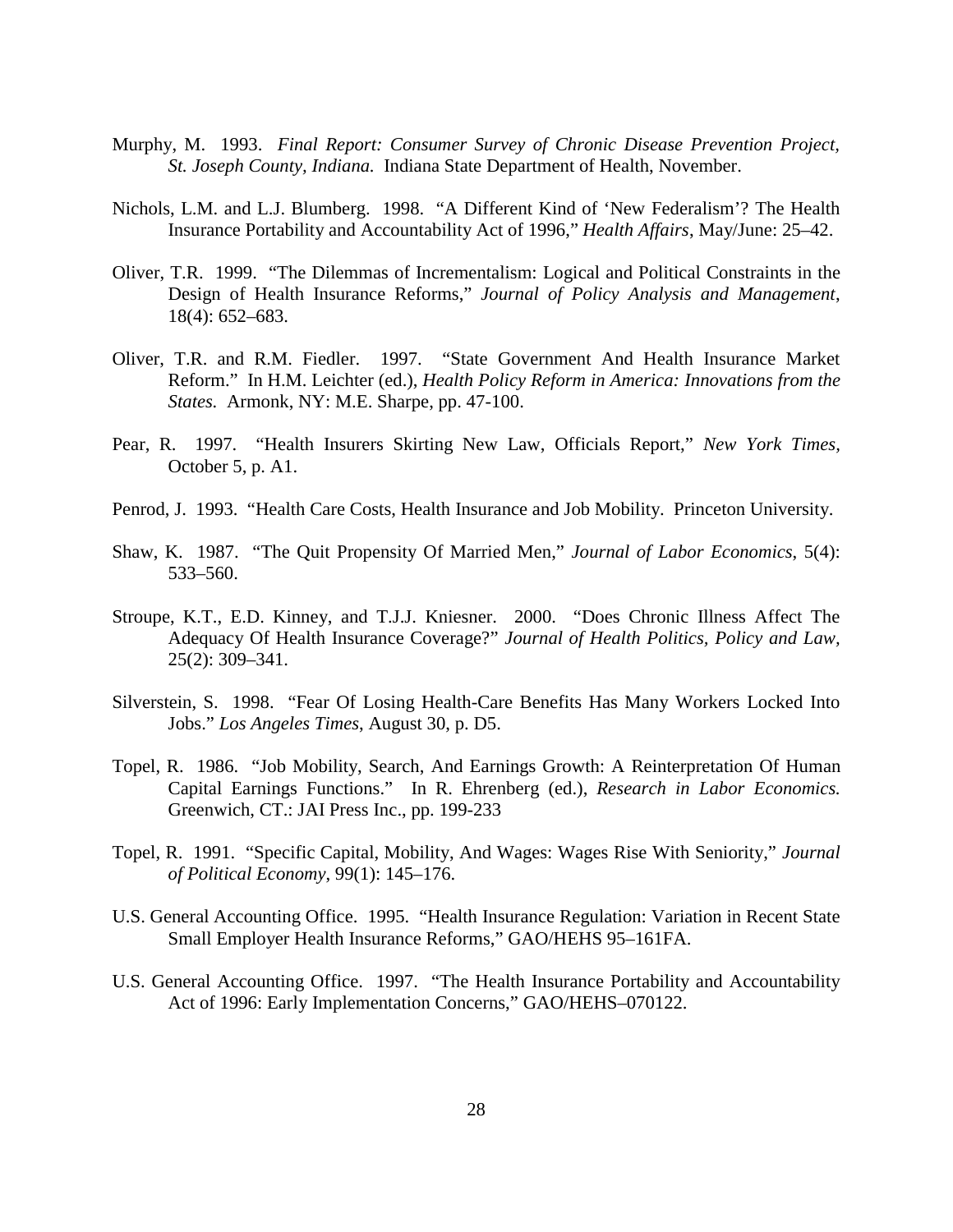Murphy, M. 1993. *Final Report: Consumer Survey of Chronic Disease Prevention Project, St. Joseph County, Indiana.* Indiana State Department of Health, November.

Nichols, L.M. and L.J. Blumberg. 1998. "A Different Kind of 'New Federalism'? The Health Insurance Portability and Accountability Act of 1996," *Health Affairs*, May/June: 25–42.

Oliver, T.R. 1999. "The Dilemmas of Incrementalism: Logical and Political Constraints in the Design of Health Insurance Reforms," *Journal of Policy Analysis and Management*, 18(4): 652–683.

Oliver, T.R. and R.M. Fiedler. 1997. "State Government And Health Insurance Market Reform." In H.M. Leichter (ed.), *Health Policy Reform in America: Innovations from the States.* Armonk, NY: M.E. Sharpe, pp. 47-100.

Pear, R. 1997. "Health Insurers Skirting New Law, Officials Report," *New York Times*, October 5, p. A1.

Penrod, J. 1993. "Health Care Costs, Health Insurance and Job Mobility. Princeton University.

Shaw, K. 1987. "The Quit Propensity Of Married Men," *Journal of Labor Economics*, 5(4): 533–560.

Stroupe, K.T., E.D. Kinney, and T.J.J. Kniesner. 2000. "Does Chronic Illness Affect The Adequacy Of Health Insurance Coverage?" *Journal of Health Politics, Policy and Law,* 25(2): 309–341.

Silverstein, S. 1998. "Fear Of Losing Health-Care Benefits Has Many Workers Locked Into Jobs." *Los Angeles Times*, August 30, p. D5.

Topel, R. 1986. "Job Mobility, Search, And Earnings Growth: A Reinterpretation Of Human Capital Earnings Functions." In R. Ehrenberg (ed.), *Research in Labor Economics.* Greenwich, CT.: JAI Press Inc., pp. 199-233

Topel, R. 1991. "Specific Capital, Mobility, And Wages: Wages Rise With Seniority," *Journal of Political Economy*, 99(1): 145–176.

U.S. General Accounting Office. 1995. "Health Insurance Regulation: Variation in Recent State Small Employer Health Insurance Reforms," GAO/HEHS 95–161FA.

U.S. General Accounting Office. 1997. "The Health Insurance Portability and Accountability Act of 1996: Early Implementation Concerns," GAO/HEHS–070122.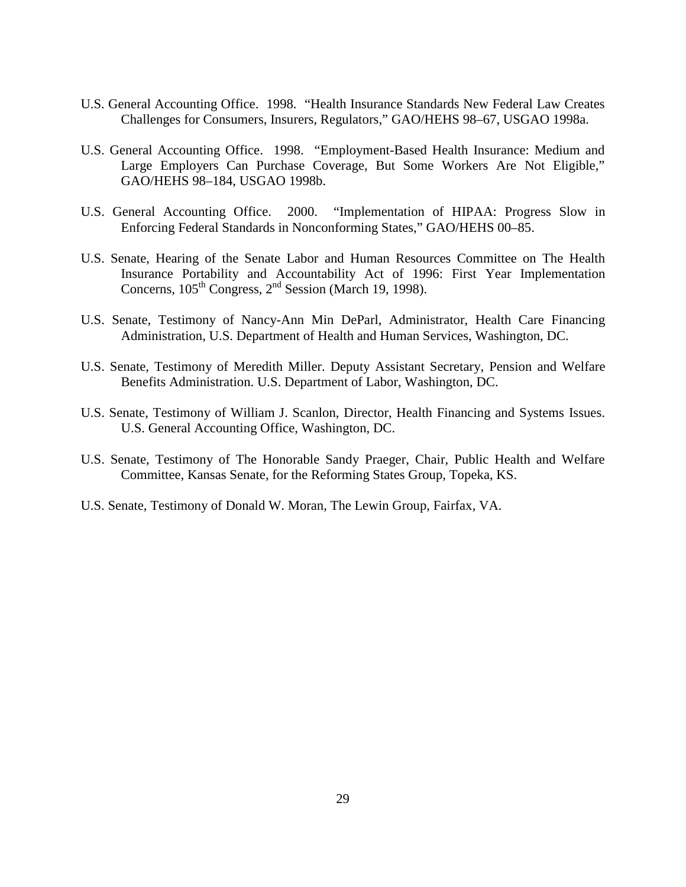U.S. General Accounting Office. 1998. "Health Insurance Standards New Federal Law Creates Challenges for Consumers, Insurers, Regulators," GAO/HEHS 98–67, USGAO 1998a.

U.S. General Accounting Office. 1998. "Employment-Based Health Insurance: Medium and Large Employers Can Purchase Coverage, But Some Workers Are Not Eligible," GAO/HEHS 98–184, USGAO 1998b.

U.S. General Accounting Office. 2000. "Implementation of HIPAA: Progress Slow in Enforcing Federal Standards in Nonconforming States," GAO/HEHS 00–85.

U.S. Senate, Hearing of the Senate Labor and Human Resources Committee on The Health Insurance Portability and Accountability Act of 1996: First Year Implementation Concerns, 105th Congress, 2nd Session (March 19, 1998).

U.S. Senate, Testimony of Nancy-Ann Min DeParl, Administrator, Health Care Financing Administration, U.S. Department of Health and Human Services, Washington, DC.

U.S. Senate, Testimony of Meredith Miller. Deputy Assistant Secretary, Pension and Welfare Benefits Administration. U.S. Department of Labor, Washington, DC.

U.S. Senate, Testimony of William J. Scanlon, Director, Health Financing and Systems Issues. U.S. General Accounting Office, Washington, DC.

U.S. Senate, Testimony of The Honorable Sandy Praeger, Chair, Public Health and Welfare Committee, Kansas Senate, for the Reforming States Group, Topeka, KS.

U.S. Senate, Testimony of Donald W. Moran, The Lewin Group, Fairfax, VA.